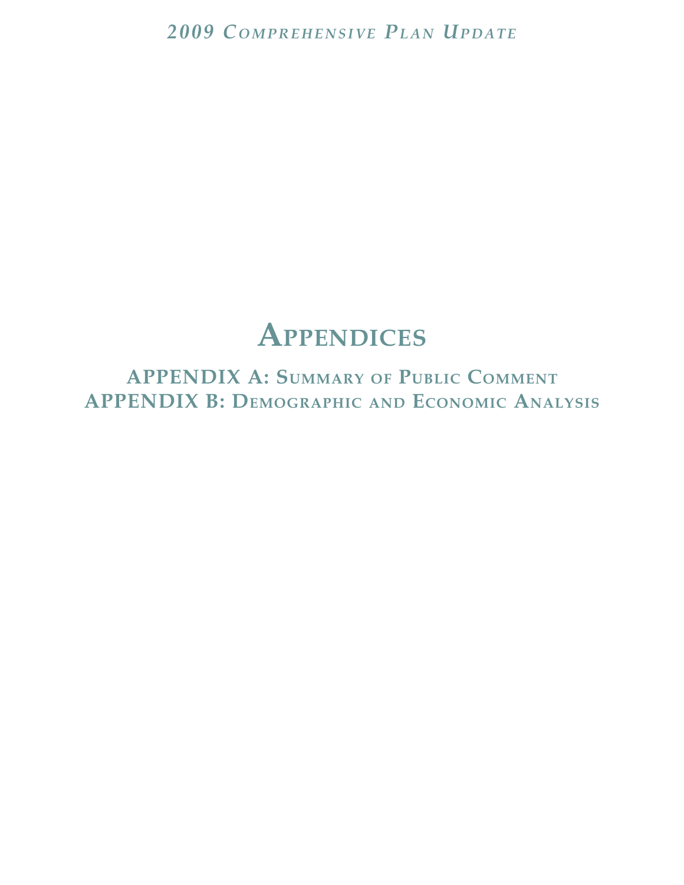# Appendices

## APPENDIX A: Summary of Public Comment

## APPENDIX B: Demographic and Economic Analysis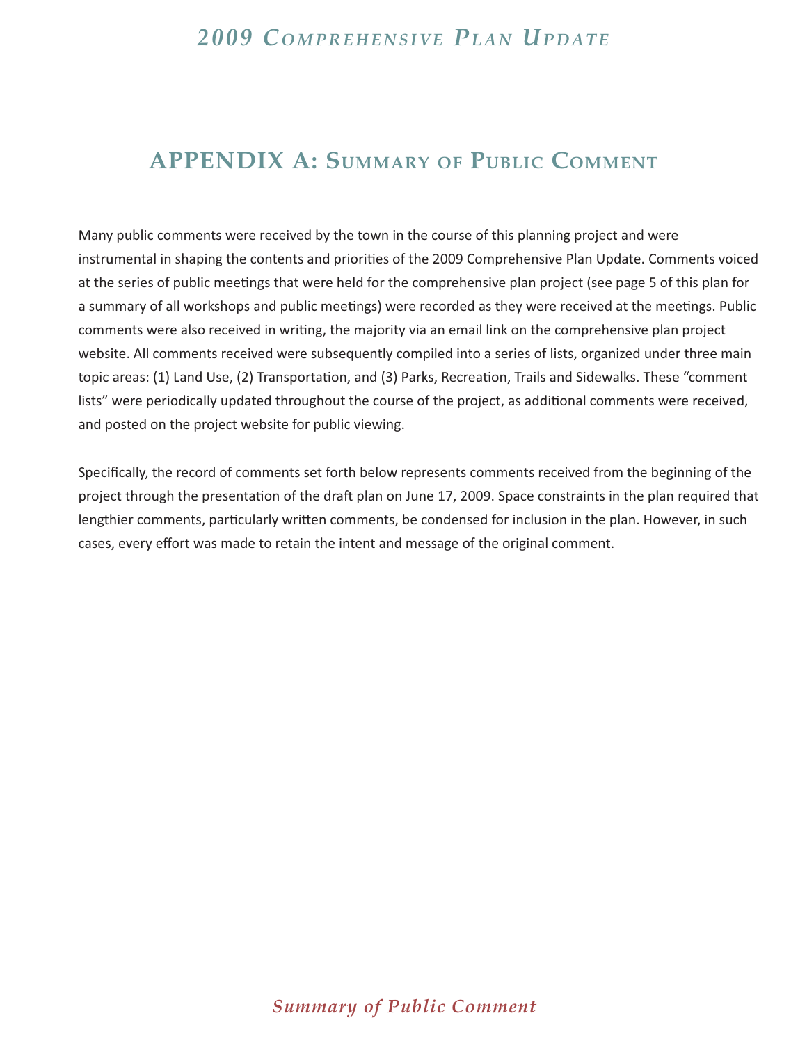# APPENDIX A: Summary of Public Comment

Many public comments were received by the town in the course of this planning project and were instrumental in shaping the contents and priorities of the 2009 Comprehensive Plan Update. Comments voiced at the series of public meetings that were held for the comprehensive plan project (see page 5 of this plan for a summary of all workshops and public meetings) were recorded as they were received at the meetings. Public comments were also received in writing, the majority via an email link on the comprehensive plan project website. All comments received were subsequently compiled into a series of lists, organized under three main topic areas: (1) Land Use, (2) Transportation, and (3) Parks, Recreation, Trails and Sidewalks. These "comment lists" were periodically updated throughout the course of the project, as additional comments were received, and posted on the project website for public viewing.

Specifically, the record of comments set forth below represents comments received from the beginning of the project through the presentation of the draft plan on June 17, 2009. Space constraints in the plan required that lengthier comments, particularly written comments, be condensed for inclusion in the plan. However, in such cases, every effort was made to retain the intent and message of the original comment.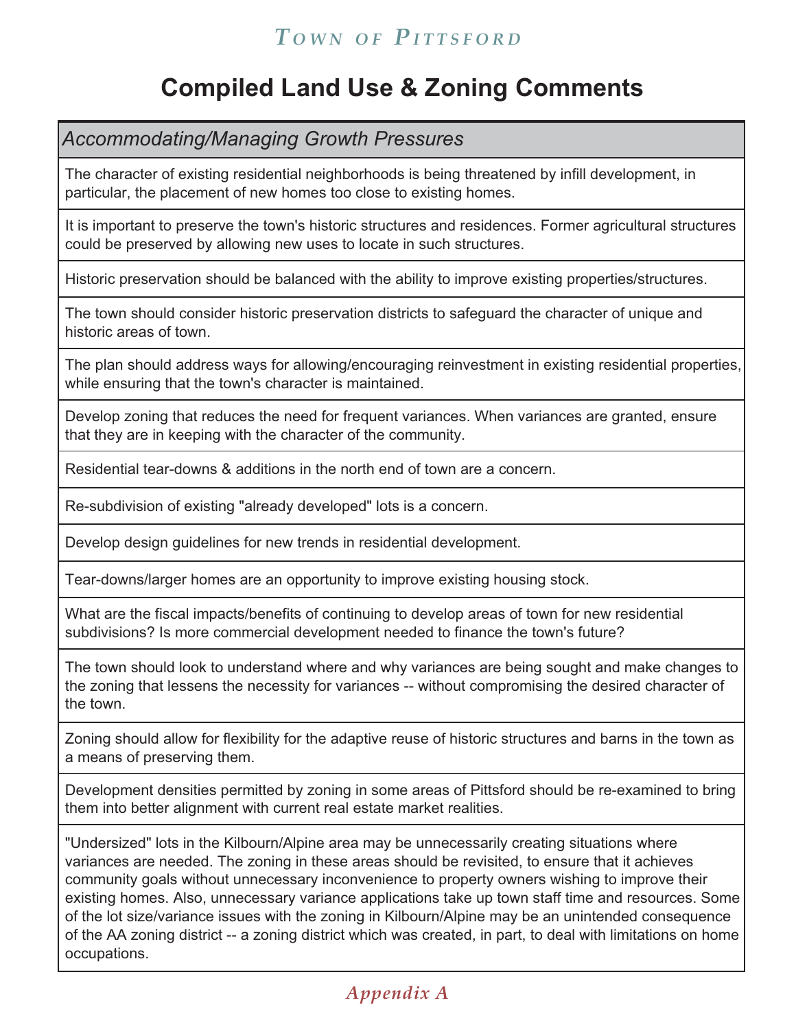# Compiled Land Use & Zoning Comments

| *Accommodating/Managing Growth Pressures* |
|---|
| The character of existing residential neighborhoods is being threatened by infill development, in particular, the placement of new homes too close to existing homes. |
| It is important to preserve the town's historic structures and residences. Former agricultural structures could be preserved by allowing new uses to locate in such structures. |
| Historic preservation should be balanced with the ability to improve existing properties/structures. |
| The town should consider historic preservation districts to safeguard the character of unique and historic areas of town. |
| The plan should address ways for allowing/encouraging reinvestment in existing residential properties, while ensuring that the town's character is maintained. |
| Develop zoning that reduces the need for frequent variances. When variances are granted, ensure that they are in keeping with the character of the community. |
| Residential tear-downs & additions in the north end of town are a concern. |
| Re-subdivision of existing "already developed" lots is a concern. |
| Develop design guidelines for new trends in residential development. |
| Tear-downs/larger homes are an opportunity to improve existing housing stock. |
| What are the fiscal impacts/benefits of continuing to develop areas of town for new residential subdivisions? Is more commercial development needed to finance the town's future? |
| The town should look to understand where and why variances are being sought and make changes to the zoning that lessens the necessity for variances -- without compromising the desired character of the town. |
| Zoning should allow for flexibility for the adaptive reuse of historic structures and barns in the town as a means of preserving them. |
| Development densities permitted by zoning in some areas of Pittsford should be re-examined to bring them into better alignment with current real estate market realities. |
| "Undersized" lots in the Kilbourn/Alpine area may be unnecessarily creating situations where variances are needed. The zoning in these areas should be revisited, to ensure that it achieves community goals without unnecessary inconvenience to property owners wishing to improve their existing homes. Also, unnecessary variance applications take up town staff time and resources. Some of the lot size/variance issues with the zoning in Kilbourn/Alpine may be an unintended consequence of the AA zoning district -- a zoning district which was created, in part, to deal with limitations on home occupations. |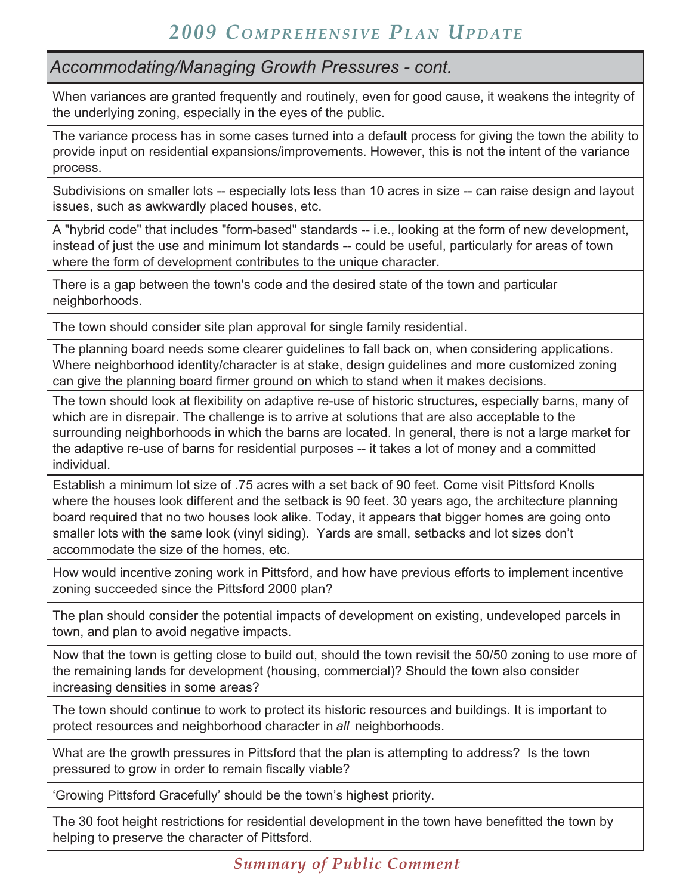## Accommodating/Managing Growth Pressures - cont.

When variances are granted frequently and routinely, even for good cause, it weakens the integrity of the underlying zoning, especially in the eyes of the public.

The variance process has in some cases turned into a default process for giving the town the ability to provide input on residential expansions/improvements. However, this is not the intent of the variance process.

Subdivisions on smaller lots -- especially lots less than 10 acres in size -- can raise design and layout issues, such as awkwardly placed houses, etc.

A "hybrid code" that includes "form-based" standards -- i.e., looking at the form of new development, instead of just the use and minimum lot standards -- could be useful, particularly for areas of town where the form of development contributes to the unique character.

There is a gap between the town's code and the desired state of the town and particular neighborhoods.

The town should consider site plan approval for single family residential.

The planning board needs some clearer guidelines to fall back on, when considering applications. Where neighborhood identity/character is at stake, design guidelines and more customized zoning can give the planning board firmer ground on which to stand when it makes decisions.

The town should look at flexibility on adaptive re-use of historic structures, especially barns, many of which are in disrepair. The challenge is to arrive at solutions that are also acceptable to the surrounding neighborhoods in which the barns are located. In general, there is not a large market for the adaptive re-use of barns for residential purposes -- it takes a lot of money and a committed individual.

Establish a minimum lot size of .75 acres with a set back of 90 feet. Come visit Pittsford Knolls where the houses look different and the setback is 90 feet. 30 years ago, the architecture planning board required that no two houses look alike. Today, it appears that bigger homes are going onto smaller lots with the same look (vinyl siding). Yards are small, setbacks and lot sizes don't accommodate the size of the homes, etc.

How would incentive zoning work in Pittsford, and how have previous efforts to implement incentive zoning succeeded since the Pittsford 2000 plan?

The plan should consider the potential impacts of development on existing, undeveloped parcels in town, and plan to avoid negative impacts.

Now that the town is getting close to build out, should the town revisit the 50/50 zoning to use more of the remaining lands for development (housing, commercial)? Should the town also consider increasing densities in some areas?

The town should continue to work to protect its historic resources and buildings. It is important to protect resources and neighborhood character in *all* neighborhoods.

What are the growth pressures in Pittsford that the plan is attempting to address? Is the town pressured to grow in order to remain fiscally viable?

'Growing Pittsford Gracefully' should be the town's highest priority.

The 30 foot height restrictions for residential development in the town have benefitted the town by helping to preserve the character of Pittsford.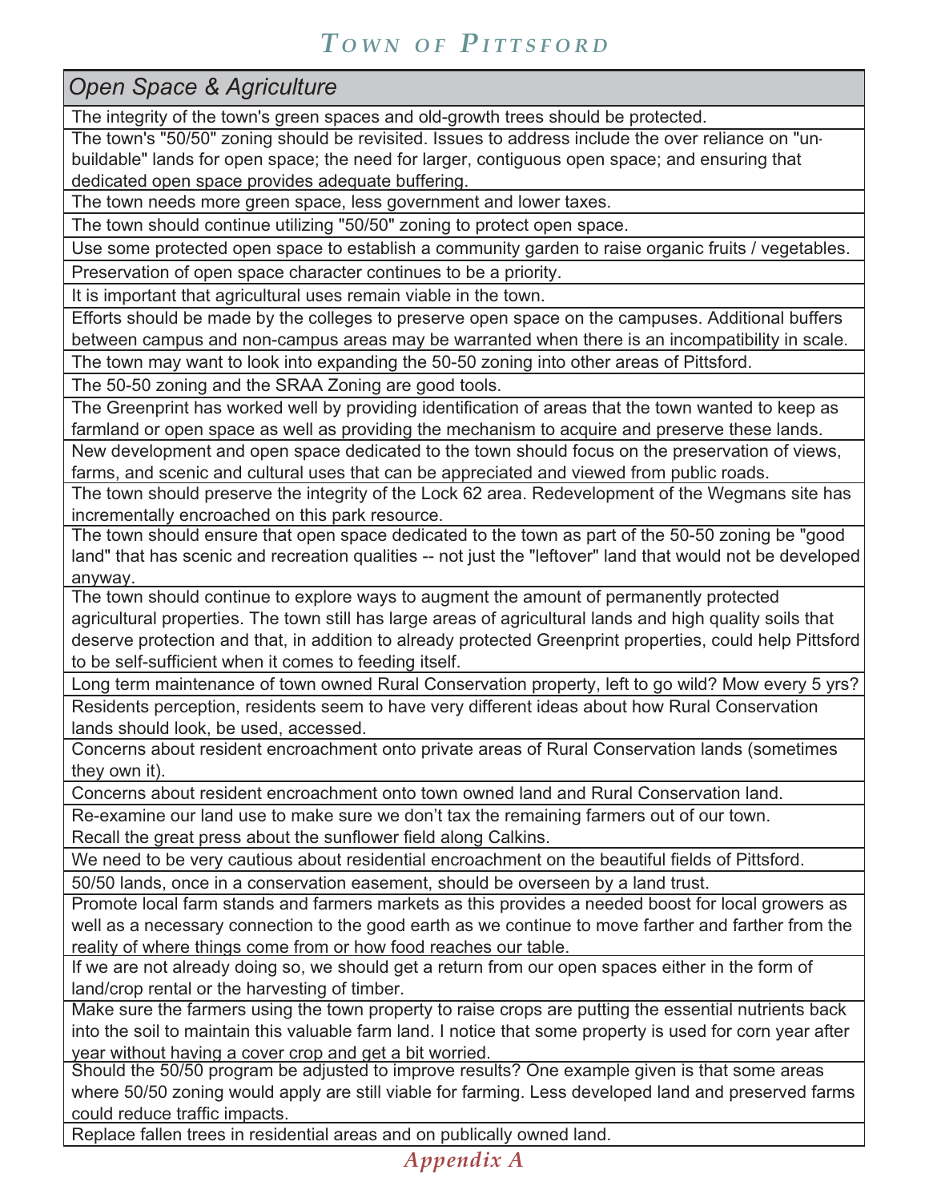| Open Space & Agriculture |
|---|
| The integrity of the town's green spaces and old-growth trees should be protected. |
| The town's "50/50" zoning should be revisited. Issues to address include the over reliance on "un-buildable" lands for open space; the need for larger, contiguous open space; and ensuring that dedicated open space provides adequate buffering. |
| The town needs more green space, less government and lower taxes. |
| The town should continue utilizing "50/50" zoning to protect open space. |
| Use some protected open space to establish a community garden to raise organic fruits / vegetables. |
| Preservation of open space character continues to be a priority. |
| It is important that agricultural uses remain viable in the town. |
| Efforts should be made by the colleges to preserve open space on the campuses. Additional buffers between campus and non-campus areas may be warranted when there is an incompatibility in scale. |
| The town may want to look into expanding the 50-50 zoning into other areas of Pittsford. |
| The 50-50 zoning and the SRAA Zoning are good tools. |
| The Greenprint has worked well by providing identification of areas that the town wanted to keep as farmland or open space as well as providing the mechanism to acquire and preserve these lands. |
| New development and open space dedicated to the town should focus on the preservation of views, farms, and scenic and cultural uses that can be appreciated and viewed from public roads. |
| The town should preserve the integrity of the Lock 62 area. Redevelopment of the Wegmans site has incrementally encroached on this park resource. |
| The town should ensure that open space dedicated to the town as part of the 50-50 zoning be "good land" that has scenic and recreation qualities -- not just the "leftover" land that would not be developed anyway. |
| The town should continue to explore ways to augment the amount of permanently protected agricultural properties. The town still has large areas of agricultural lands and high quality soils that deserve protection and that, in addition to already protected Greenprint properties, could help Pittsford to be self-sufficient when it comes to feeding itself. |
| Long term maintenance of town owned Rural Conservation property, left to go wild? Mow every 5 yrs? |
| Residents perception, residents seem to have very different ideas about how Rural Conservation lands should look, be used, accessed. |
| Concerns about resident encroachment onto private areas of Rural Conservation lands (sometimes they own it). |
| Concerns about resident encroachment onto town owned land and Rural Conservation land. |
| Re-examine our land use to make sure we don't tax the remaining farmers out of our town. Recall the great press about the sunflower field along Calkins. |
| We need to be very cautious about residential encroachment on the beautiful fields of Pittsford. |
| 50/50 lands, once in a conservation easement, should be overseen by a land trust. |
| Promote local farm stands and farmers markets as this provides a needed boost for local growers as well as a necessary connection to the good earth as we continue to move farther and farther from the reality of where things come from or how food reaches our table. |
| If we are not already doing so, we should get a return from our open spaces either in the form of land/crop rental or the harvesting of timber. |
| Make sure the farmers using the town property to raise crops are putting the essential nutrients back into the soil to maintain this valuable farm land. I notice that some property is used for corn year after year without having a cover crop and get a bit worried. |
| Should the 50/50 program be adjusted to improve results? One example given is that some areas where 50/50 zoning would apply are still viable for farming. Less developed land and preserved farms could reduce traffic impacts. |
| Replace fallen trees in residential areas and on publically owned land. |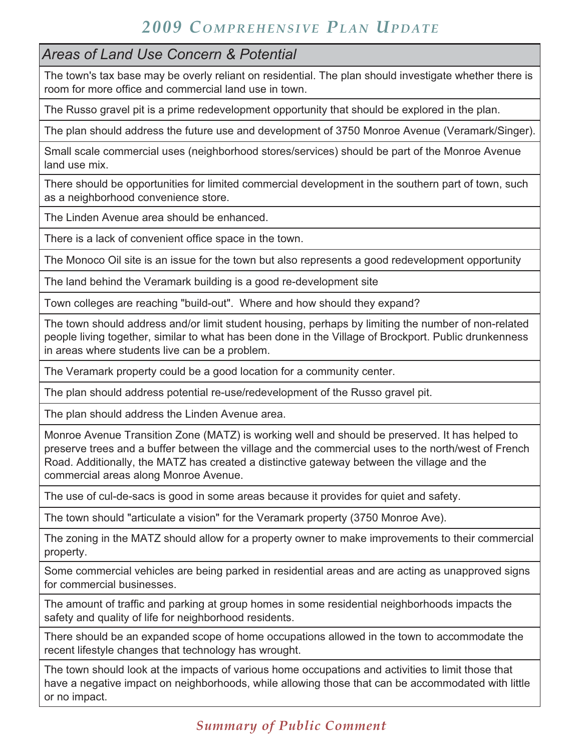## Areas of Land Use Concern & Potential

| Areas of Land Use Concern & Potential |
| --- |
| The town's tax base may be overly reliant on residential. The plan should investigate whether there is room for more office and commercial land use in town. |
| The Russo gravel pit is a prime redevelopment opportunity that should be explored in the plan. |
| The plan should address the future use and development of 3750 Monroe Avenue (Veramark/Singer). |
| Small scale commercial uses (neighborhood stores/services) should be part of the Monroe Avenue land use mix. |
| There should be opportunities for limited commercial development in the southern part of town, such as a neighborhood convenience store. |
| The Linden Avenue area should be enhanced. |
| There is a lack of convenient office space in the town. |
| The Monoco Oil site is an issue for the town but also represents a good redevelopment opportunity |
| The land behind the Veramark building is a good re-development site |
| Town colleges are reaching "build-out". Where and how should they expand? |
| The town should address and/or limit student housing, perhaps by limiting the number of non-related people living together, similar to what has been done in the Village of Brockport. Public drunkenness in areas where students live can be a problem. |
| The Veramark property could be a good location for a community center. |
| The plan should address potential re-use/redevelopment of the Russo gravel pit. |
| The plan should address the Linden Avenue area. |
| Monroe Avenue Transition Zone (MATZ) is working well and should be preserved. It has helped to preserve trees and a buffer between the village and the commercial uses to the north/west of French Road. Additionally, the MATZ has created a distinctive gateway between the village and the commercial areas along Monroe Avenue. |
| The use of cul-de-sacs is good in some areas because it provides for quiet and safety. |
| The town should "articulate a vision" for the Veramark property (3750 Monroe Ave). |
| The zoning in the MATZ should allow for a property owner to make improvements to their commercial property. |
| Some commercial vehicles are being parked in residential areas and are acting as unapproved signs for commercial businesses. |
| The amount of traffic and parking at group homes in some residential neighborhoods impacts the safety and quality of life for neighborhood residents. |
| There should be an expanded scope of home occupations allowed in the town to accommodate the recent lifestyle changes that technology has wrought. |
| The town should look at the impacts of various home occupations and activities to limit those that have a negative impact on neighborhoods, while allowing those that can be accommodated with little or no impact. |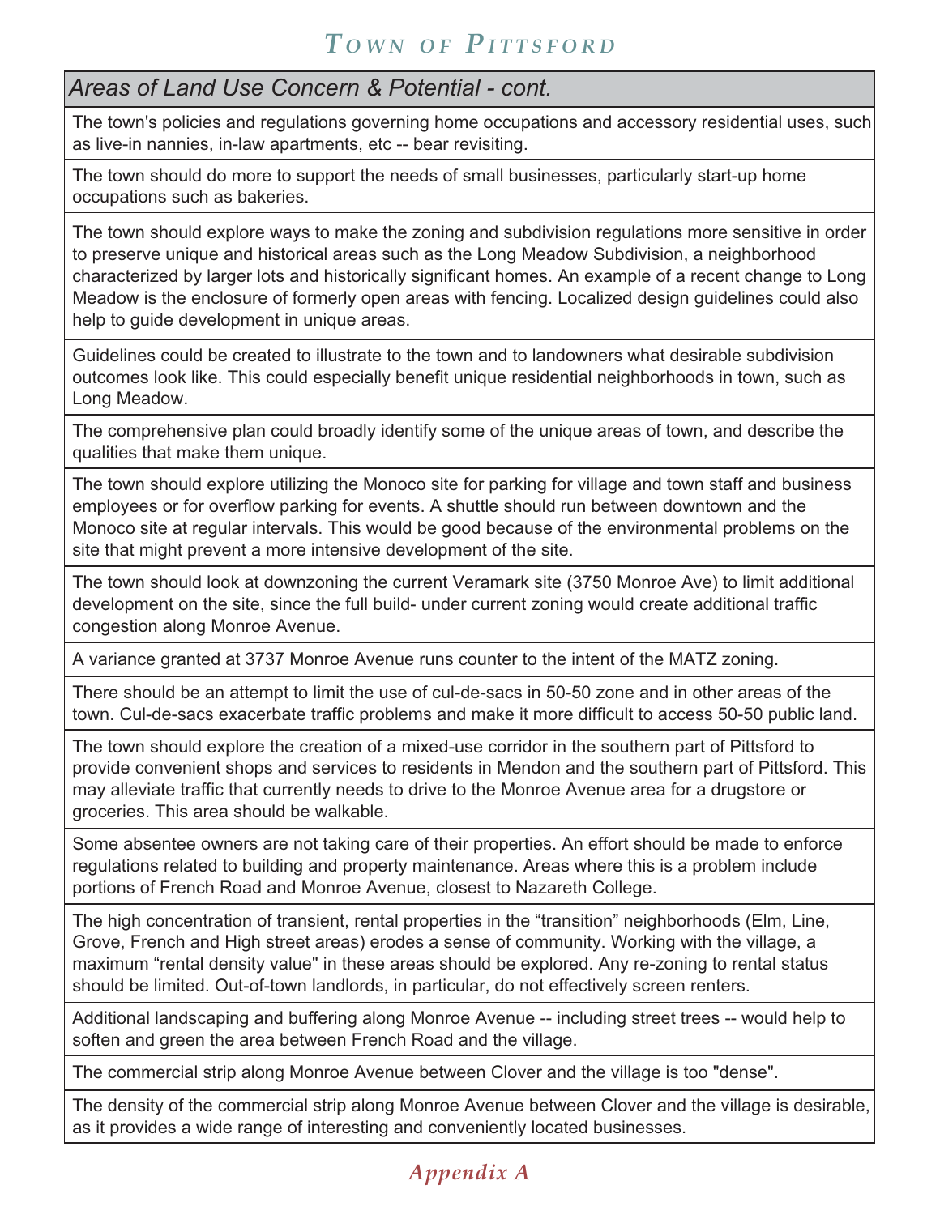## Areas of Land Use Concern & Potential - cont.

The town's policies and regulations governing home occupations and accessory residential uses, such as live-in nannies, in-law apartments, etc -- bear revisiting.

The town should do more to support the needs of small businesses, particularly start-up home occupations such as bakeries.

The town should explore ways to make the zoning and subdivision regulations more sensitive in order to preserve unique and historical areas such as the Long Meadow Subdivision, a neighborhood characterized by larger lots and historically significant homes. An example of a recent change to Long Meadow is the enclosure of formerly open areas with fencing. Localized design guidelines could also help to guide development in unique areas.

Guidelines could be created to illustrate to the town and to landowners what desirable subdivision outcomes look like. This could especially benefit unique residential neighborhoods in town, such as Long Meadow.

The comprehensive plan could broadly identify some of the unique areas of town, and describe the qualities that make them unique.

The town should explore utilizing the Monoco site for parking for village and town staff and business employees or for overflow parking for events. A shuttle should run between downtown and the Monoco site at regular intervals. This would be good because of the environmental problems on the site that might prevent a more intensive development of the site.

The town should look at downzoning the current Veramark site (3750 Monroe Ave) to limit additional development on the site, since the full build- under current zoning would create additional traffic congestion along Monroe Avenue.

A variance granted at 3737 Monroe Avenue runs counter to the intent of the MATZ zoning.

There should be an attempt to limit the use of cul-de-sacs in 50-50 zone and in other areas of the town. Cul-de-sacs exacerbate traffic problems and make it more difficult to access 50-50 public land.

The town should explore the creation of a mixed-use corridor in the southern part of Pittsford to provide convenient shops and services to residents in Mendon and the southern part of Pittsford. This may alleviate traffic that currently needs to drive to the Monroe Avenue area for a drugstore or groceries. This area should be walkable.

Some absentee owners are not taking care of their properties. An effort should be made to enforce regulations related to building and property maintenance. Areas where this is a problem include portions of French Road and Monroe Avenue, closest to Nazareth College.

The high concentration of transient, rental properties in the "transition" neighborhoods (Elm, Line, Grove, French and High street areas) erodes a sense of community. Working with the village, a maximum "rental density value" in these areas should be explored. Any re-zoning to rental status should be limited. Out-of-town landlords, in particular, do not effectively screen renters.

Additional landscaping and buffering along Monroe Avenue -- including street trees -- would help to soften and green the area between French Road and the village.

The commercial strip along Monroe Avenue between Clover and the village is too "dense".

The density of the commercial strip along Monroe Avenue between Clover and the village is desirable, as it provides a wide range of interesting and conveniently located businesses.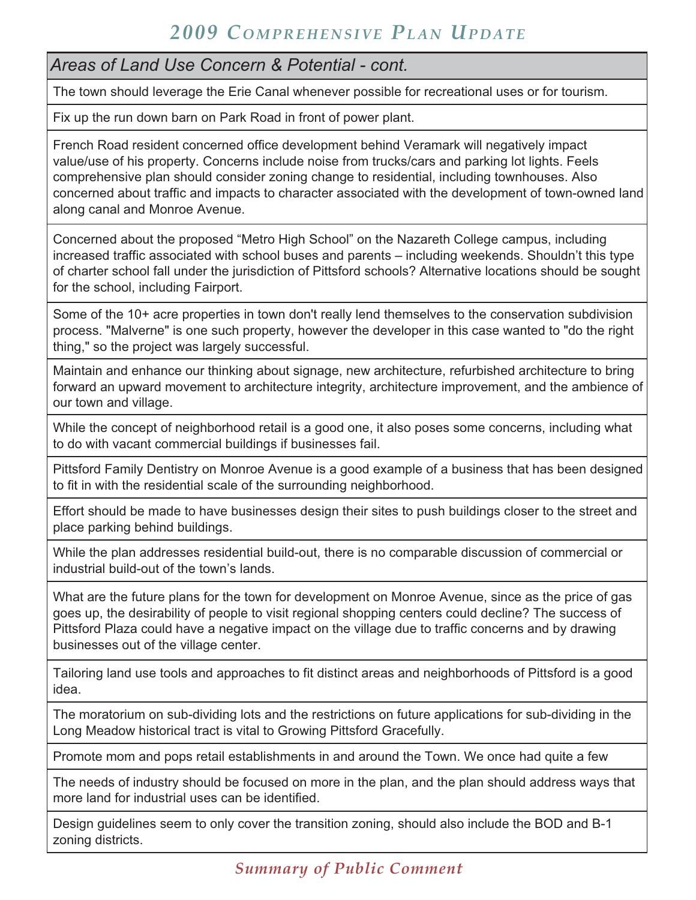## Areas of Land Use Concern & Potential - cont.

The town should leverage the Erie Canal whenever possible for recreational uses or for tourism.

Fix up the run down barn on Park Road in front of power plant.

French Road resident concerned office development behind Veramark will negatively impact value/use of his property. Concerns include noise from trucks/cars and parking lot lights. Feels comprehensive plan should consider zoning change to residential, including townhouses. Also concerned about traffic and impacts to character associated with the development of town-owned land along canal and Monroe Avenue.

Concerned about the proposed “Metro High School” on the Nazareth College campus, including increased traffic associated with school buses and parents – including weekends. Shouldn’t this type of charter school fall under the jurisdiction of Pittsford schools? Alternative locations should be sought for the school, including Fairport.

Some of the 10+ acre properties in town don't really lend themselves to the conservation subdivision process. "Malverne" is one such property, however the developer in this case wanted to "do the right thing," so the project was largely successful.

Maintain and enhance our thinking about signage, new architecture, refurbished architecture to bring forward an upward movement to architecture integrity, architecture improvement, and the ambience of our town and village.

While the concept of neighborhood retail is a good one, it also poses some concerns, including what to do with vacant commercial buildings if businesses fail.

Pittsford Family Dentistry on Monroe Avenue is a good example of a business that has been designed to fit in with the residential scale of the surrounding neighborhood.

Effort should be made to have businesses design their sites to push buildings closer to the street and place parking behind buildings.

While the plan addresses residential build-out, there is no comparable discussion of commercial or industrial build-out of the town’s lands.

What are the future plans for the town for development on Monroe Avenue, since as the price of gas goes up, the desirability of people to visit regional shopping centers could decline? The success of Pittsford Plaza could have a negative impact on the village due to traffic concerns and by drawing businesses out of the village center.

Tailoring land use tools and approaches to fit distinct areas and neighborhoods of Pittsford is a good idea.

The moratorium on sub-dividing lots and the restrictions on future applications for sub-dividing in the Long Meadow historical tract is vital to Growing Pittsford Gracefully.

Promote mom and pops retail establishments in and around the Town. We once had quite a few

The needs of industry should be focused on more in the plan, and the plan should address ways that more land for industrial uses can be identified.

Design guidelines seem to only cover the transition zoning, should also include the BOD and B-1 zoning districts.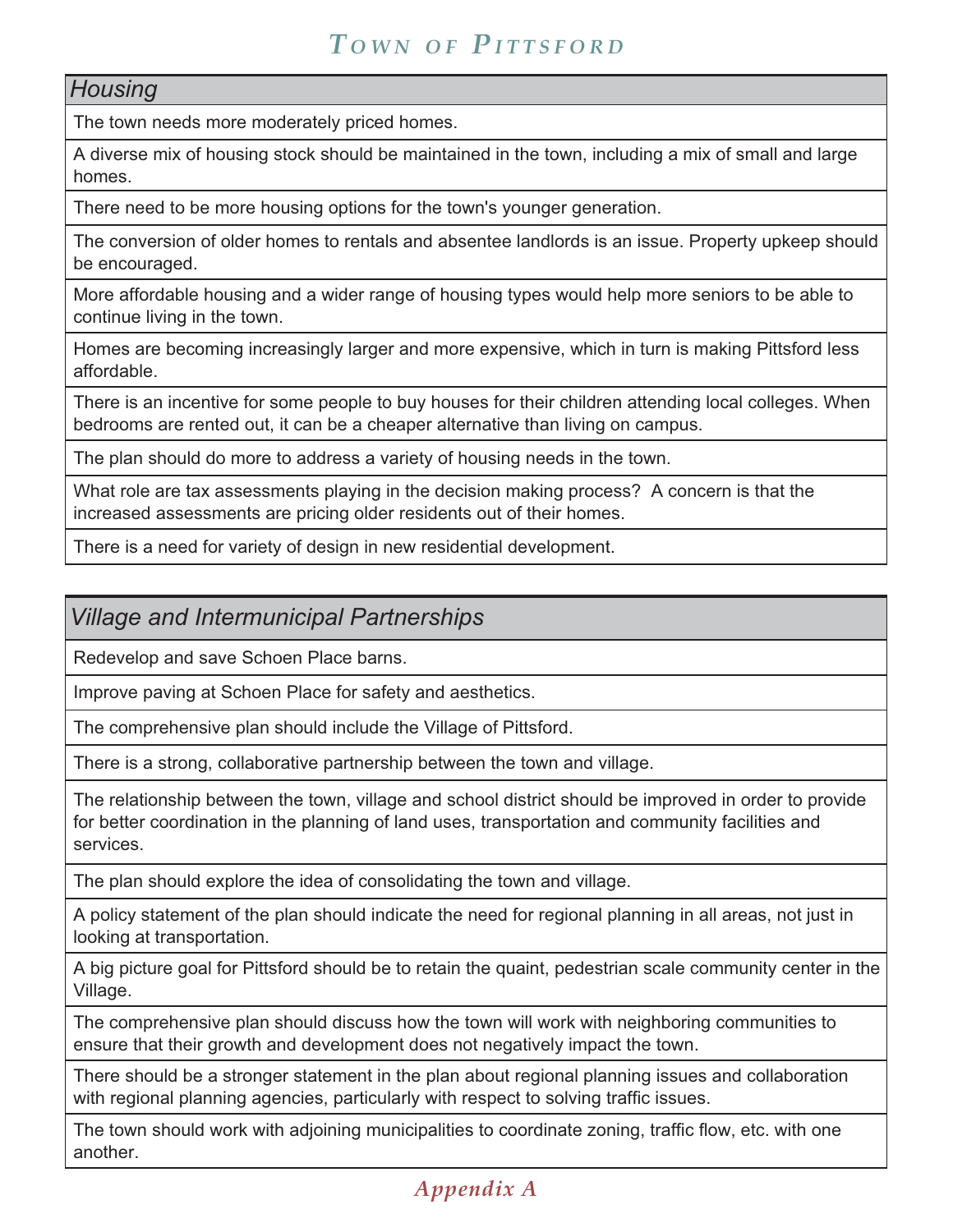| Housing |
| --- |
| The town needs more moderately priced homes. |
| A diverse mix of housing stock should be maintained in the town, including a mix of small and large homes. |
| There need to be more housing options for the town's younger generation. |
| The conversion of older homes to rentals and absentee landlords is an issue. Property upkeep should be encouraged. |
| More affordable housing and a wider range of housing types would help more seniors to be able to continue living in the town. |
| Homes are becoming increasingly larger and more expensive, which in turn is making Pittsford less affordable. |
| There is an incentive for some people to buy houses for their children attending local colleges. When bedrooms are rented out, it can be a cheaper alternative than living on campus. |
| The plan should do more to address a variety of housing needs in the town. |
| What role are tax assessments playing in the decision making process? A concern is that the increased assessments are pricing older residents out of their homes. |
| There is a need for variety of design in new residential development. |

| Village and Intermunicipal Partnerships |
| --- |
| Redevelop and save Schoen Place barns. |
| Improve paving at Schoen Place for safety and aesthetics. |
| The comprehensive plan should include the Village of Pittsford. |
| There is a strong, collaborative partnership between the town and village. |
| The relationship between the town, village and school district should be improved in order to provide for better coordination in the planning of land uses, transportation and community facilities and services. |
| The plan should explore the idea of consolidating the town and village. |
| A policy statement of the plan should indicate the need for regional planning in all areas, not just in looking at transportation. |
| A big picture goal for Pittsford should be to retain the quaint, pedestrian scale community center in the Village. |
| The comprehensive plan should discuss how the town will work with neighboring communities to ensure that their growth and development does not negatively impact the town. |
| There should be a stronger statement in the plan about regional planning issues and collaboration with regional planning agencies, particularly with respect to solving traffic issues. |
| The town should work with adjoining municipalities to coordinate zoning, traffic flow, etc. with one another. |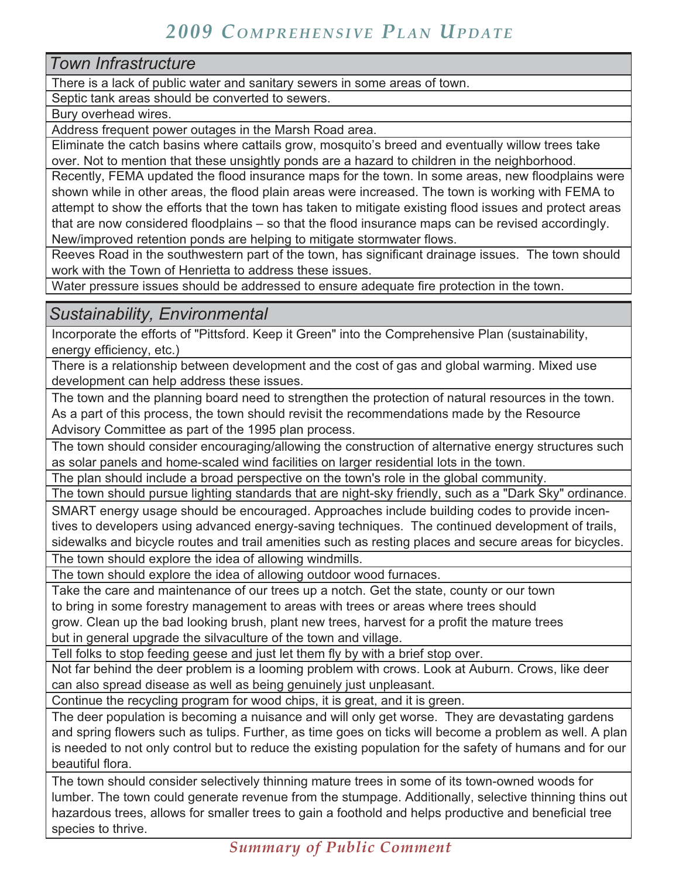## Town Infrastructure

There is a lack of public water and sanitary sewers in some areas of town.

Septic tank areas should be converted to sewers.

Bury overhead wires.

Address frequent power outages in the Marsh Road area.

Eliminate the catch basins where cattails grow, mosquito's breed and eventually willow trees take over. Not to mention that these unsightly ponds are a hazard to children in the neighborhood.

Recently, FEMA updated the flood insurance maps for the town. In some areas, new floodplains were shown while in other areas, the flood plain areas were increased. The town is working with FEMA to attempt to show the efforts that the town has taken to mitigate existing flood issues and protect areas that are now considered floodplains – so that the flood insurance maps can be revised accordingly. New/improved retention ponds are helping to mitigate stormwater flows.

Reeves Road in the southwestern part of the town, has significant drainage issues. The town should work with the Town of Henrietta to address these issues.

Water pressure issues should be addressed to ensure adequate fire protection in the town.

## Sustainability, Environmental

Incorporate the efforts of "Pittsford. Keep it Green" into the Comprehensive Plan (sustainability, energy efficiency, etc.)

There is a relationship between development and the cost of gas and global warming. Mixed use development can help address these issues.

The town and the planning board need to strengthen the protection of natural resources in the town. As a part of this process, the town should revisit the recommendations made by the Resource Advisory Committee as part of the 1995 plan process.

The town should consider encouraging/allowing the construction of alternative energy structures such as solar panels and home-scaled wind facilities on larger residential lots in the town.

The plan should include a broad perspective on the town's role in the global community.

The town should pursue lighting standards that are night-sky friendly, such as a "Dark Sky" ordinance.

SMART energy usage should be encouraged. Approaches include building codes to provide incentives to developers using advanced energy-saving techniques. The continued development of trails, sidewalks and bicycle routes and trail amenities such as resting places and secure areas for bicycles.

The town should explore the idea of allowing windmills.

The town should explore the idea of allowing outdoor wood furnaces.

Take the care and maintenance of our trees up a notch. Get the state, county or our town to bring in some forestry management to areas with trees or areas where trees should grow. Clean up the bad looking brush, plant new trees, harvest for a profit the mature trees but in general upgrade the silvaculture of the town and village.

Tell folks to stop feeding geese and just let them fly by with a brief stop over.

Not far behind the deer problem is a looming problem with crows. Look at Auburn. Crows, like deer can also spread disease as well as being genuinely just unpleasant.

Continue the recycling program for wood chips, it is great, and it is green.

The deer population is becoming a nuisance and will only get worse. They are devastating gardens and spring flowers such as tulips. Further, as time goes on ticks will become a problem as well. A plan is needed to not only control but to reduce the existing population for the safety of humans and for our beautiful flora.

The town should consider selectively thinning mature trees in some of its town-owned woods for lumber. The town could generate revenue from the stumpage. Additionally, selective thinning thins out hazardous trees, allows for smaller trees to gain a foothold and helps productive and beneficial tree species to thrive.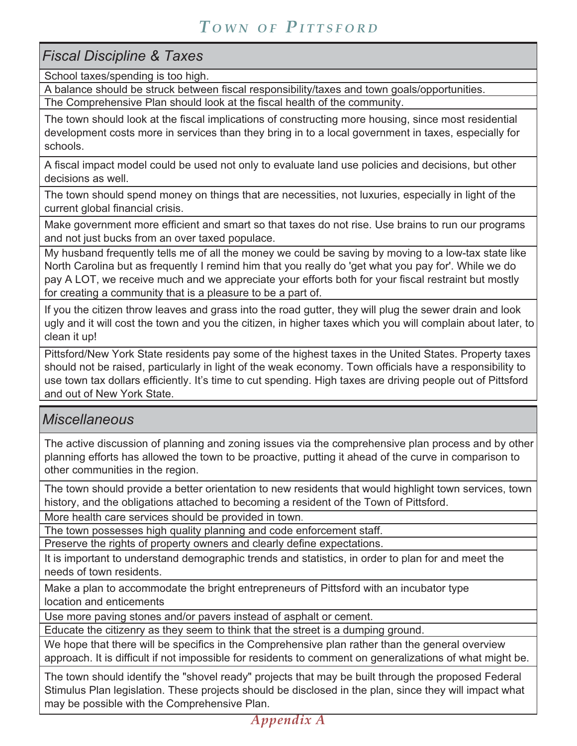## Fiscal Discipline & Taxes

School taxes/spending is too high.

A balance should be struck between fiscal responsibility/taxes and town goals/opportunities.

The Comprehensive Plan should look at the fiscal health of the community.

The town should look at the fiscal implications of constructing more housing, since most residential development costs more in services than they bring in to a local government in taxes, especially for schools.

A fiscal impact model could be used not only to evaluate land use policies and decisions, but other decisions as well.

The town should spend money on things that are necessities, not luxuries, especially in light of the current global financial crisis.

Make government more efficient and smart so that taxes do not rise. Use brains to run our programs and not just bucks from an over taxed populace.

My husband frequently tells me of all the money we could be saving by moving to a low-tax state like North Carolina but as frequently I remind him that you really do 'get what you pay for'. While we do pay A LOT, we receive much and we appreciate your efforts both for your fiscal restraint but mostly for creating a community that is a pleasure to be a part of.

If you the citizen throw leaves and grass into the road gutter, they will plug the sewer drain and look ugly and it will cost the town and you the citizen, in higher taxes which you will complain about later, to clean it up!

Pittsford/New York State residents pay some of the highest taxes in the United States. Property taxes should not be raised, particularly in light of the weak economy. Town officials have a responsibility to use town tax dollars efficiently. It's time to cut spending. High taxes are driving people out of Pittsford and out of New York State.

## Miscellaneous

The active discussion of planning and zoning issues via the comprehensive plan process and by other planning efforts has allowed the town to be proactive, putting it ahead of the curve in comparison to other communities in the region.

The town should provide a better orientation to new residents that would highlight town services, town history, and the obligations attached to becoming a resident of the Town of Pittsford.

More health care services should be provided in town.

The town possesses high quality planning and code enforcement staff.

Preserve the rights of property owners and clearly define expectations.

It is important to understand demographic trends and statistics, in order to plan for and meet the needs of town residents.

Make a plan to accommodate the bright entrepreneurs of Pittsford with an incubator type location and enticements

Use more paving stones and/or pavers instead of asphalt or cement.

Educate the citizenry as they seem to think that the street is a dumping ground.

We hope that there will be specifics in the Comprehensive plan rather than the general overview approach. It is difficult if not impossible for residents to comment on generalizations of what might be.

The town should identify the "shovel ready" projects that may be built through the proposed Federal Stimulus Plan legislation. These projects should be disclosed in the plan, since they will impact what may be possible with the Comprehensive Plan.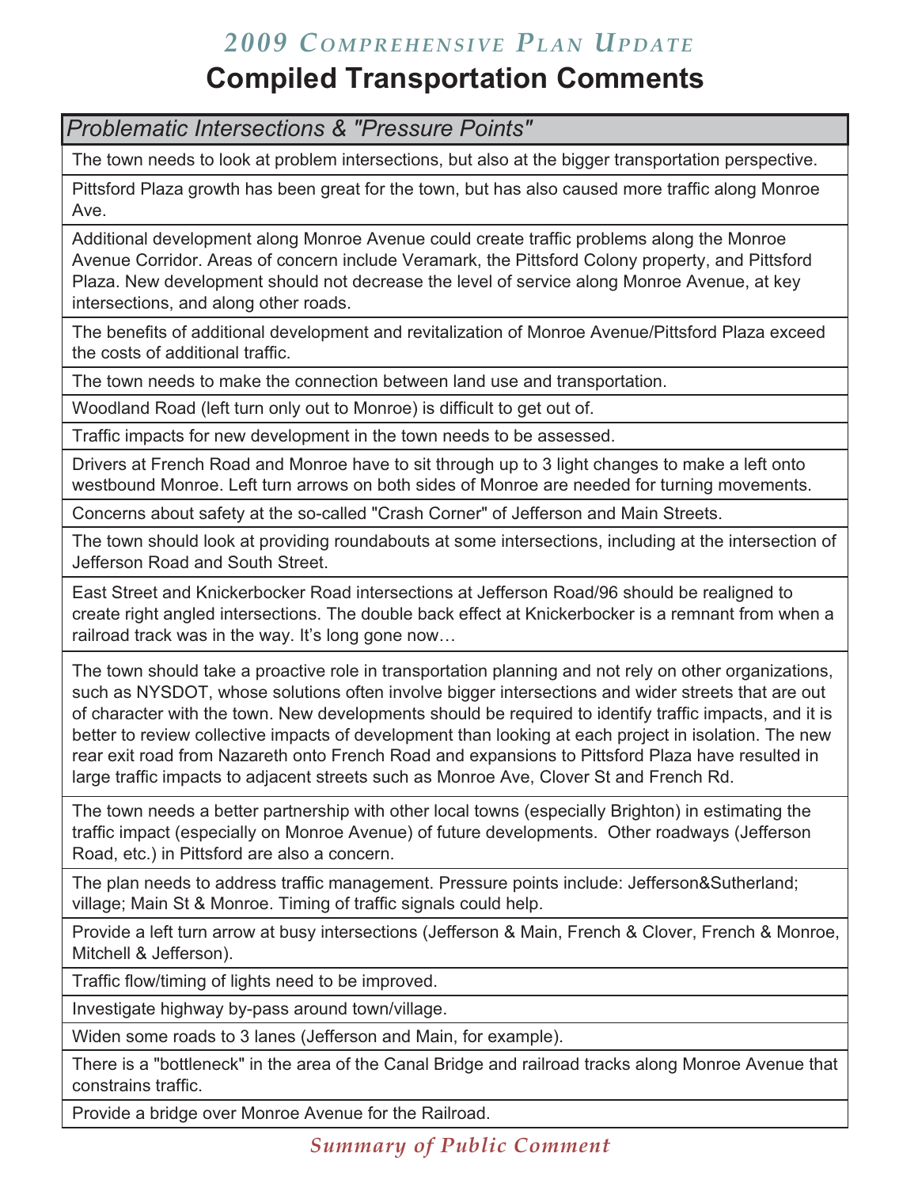# *2009 Comprehensive Plan Update*

## Compiled Transportation Comments

| *Problematic Intersections & "Pressure Points"* |
|---|
| The town needs to look at problem intersections, but also at the bigger transportation perspective. |
| Pittsford Plaza growth has been great for the town, but has also caused more traffic along Monroe Ave. |
| Additional development along Monroe Avenue could create traffic problems along the Monroe Avenue Corridor. Areas of concern include Veramark, the Pittsford Colony property, and Pittsford Plaza. New development should not decrease the level of service along Monroe Avenue, at key intersections, and along other roads. |
| The benefits of additional development and revitalization of Monroe Avenue/Pittsford Plaza exceed the costs of additional traffic. |
| The town needs to make the connection between land use and transportation. |
| Woodland Road (left turn only out to Monroe) is difficult to get out of. |
| Traffic impacts for new development in the town needs to be assessed. |
| Drivers at French Road and Monroe have to sit through up to 3 light changes to make a left onto westbound Monroe. Left turn arrows on both sides of Monroe are needed for turning movements. |
| Concerns about safety at the so-called "Crash Corner" of Jefferson and Main Streets. |
| The town should look at providing roundabouts at some intersections, including at the intersection of Jefferson Road and South Street. |
| East Street and Knickerbocker Road intersections at Jefferson Road/96 should be realigned to create right angled intersections. The double back effect at Knickerbocker is a remnant from when a railroad track was in the way. It's long gone now… |
| The town should take a proactive role in transportation planning and not rely on other organizations, such as NYSDOT, whose solutions often involve bigger intersections and wider streets that are out of character with the town. New developments should be required to identify traffic impacts, and it is better to review collective impacts of development than looking at each project in isolation. The new rear exit road from Nazareth onto French Road and expansions to Pittsford Plaza have resulted in large traffic impacts to adjacent streets such as Monroe Ave, Clover St and French Rd. |
| The town needs a better partnership with other local towns (especially Brighton) in estimating the traffic impact (especially on Monroe Avenue) of future developments. Other roadways (Jefferson Road, etc.) in Pittsford are also a concern. |
| The plan needs to address traffic management. Pressure points include: Jefferson&Sutherland; village; Main St & Monroe. Timing of traffic signals could help. |
| Provide a left turn arrow at busy intersections (Jefferson & Main, French & Clover, French & Monroe, Mitchell & Jefferson). |
| Traffic flow/timing of lights need to be improved. |
| Investigate highway by-pass around town/village. |
| Widen some roads to 3 lanes (Jefferson and Main, for example). |
| There is a "bottleneck" in the area of the Canal Bridge and railroad tracks along Monroe Avenue that constrains traffic. |
| Provide a bridge over Monroe Avenue for the Railroad. |

*Summary of Public Comment*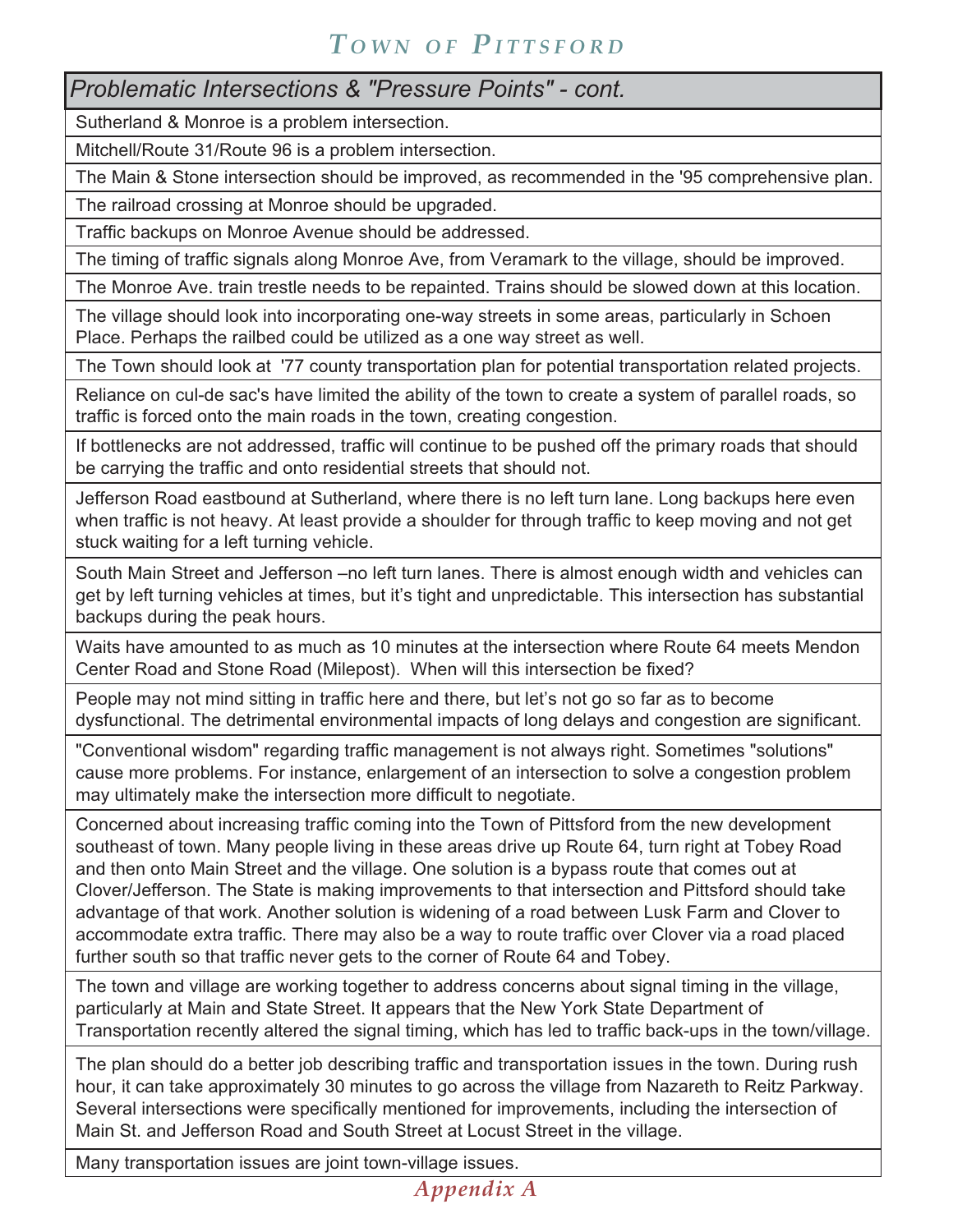| Problematic Intersections & "Pressure Points" - cont. |
|---|
| Sutherland & Monroe is a problem intersection. |
| Mitchell/Route 31/Route 96 is a problem intersection. |
| The Main & Stone intersection should be improved, as recommended in the '95 comprehensive plan. |
| The railroad crossing at Monroe should be upgraded. |
| Traffic backups on Monroe Avenue should be addressed. |
| The timing of traffic signals along Monroe Ave, from Veramark to the village, should be improved. |
| The Monroe Ave. train trestle needs to be repainted. Trains should be slowed down at this location. |
| The village should look into incorporating one-way streets in some areas, particularly in Schoen Place. Perhaps the railbed could be utilized as a one way street as well. |
| The Town should look at '77 county transportation plan for potential transportation related projects. |
| Reliance on cul-de sac's have limited the ability of the town to create a system of parallel roads, so traffic is forced onto the main roads in the town, creating congestion. |
| If bottlenecks are not addressed, traffic will continue to be pushed off the primary roads that should be carrying the traffic and onto residential streets that should not. |
| Jefferson Road eastbound at Sutherland, where there is no left turn lane. Long backups here even when traffic is not heavy. At least provide a shoulder for through traffic to keep moving and not get stuck waiting for a left turning vehicle. |
| South Main Street and Jefferson –no left turn lanes. There is almost enough width and vehicles can get by left turning vehicles at times, but it's tight and unpredictable. This intersection has substantial backups during the peak hours. |
| Waits have amounted to as much as 10 minutes at the intersection where Route 64 meets Mendon Center Road and Stone Road (Milepost). When will this intersection be fixed? |
| People may not mind sitting in traffic here and there, but let's not go so far as to become dysfunctional. The detrimental environmental impacts of long delays and congestion are significant. |
| "Conventional wisdom" regarding traffic management is not always right. Sometimes "solutions" cause more problems. For instance, enlargement of an intersection to solve a congestion problem may ultimately make the intersection more difficult to negotiate. |
| Concerned about increasing traffic coming into the Town of Pittsford from the new development southeast of town. Many people living in these areas drive up Route 64, turn right at Tobey Road and then onto Main Street and the village. One solution is a bypass route that comes out at Clover/Jefferson. The State is making improvements to that intersection and Pittsford should take advantage of that work. Another solution is widening of a road between Lusk Farm and Clover to accommodate extra traffic. There may also be a way to route traffic over Clover via a road placed further south so that traffic never gets to the corner of Route 64 and Tobey. |
| The town and village are working together to address concerns about signal timing in the village, particularly at Main and State Street. It appears that the New York State Department of Transportation recently altered the signal timing, which has led to traffic back-ups in the town/village. |
| The plan should do a better job describing traffic and transportation issues in the town. During rush hour, it can take approximately 30 minutes to go across the village from Nazareth to Reitz Parkway. Several intersections were specifically mentioned for improvements, including the intersection of Main St. and Jefferson Road and South Street at Locust Street in the village. |
| Many transportation issues are joint town-village issues. |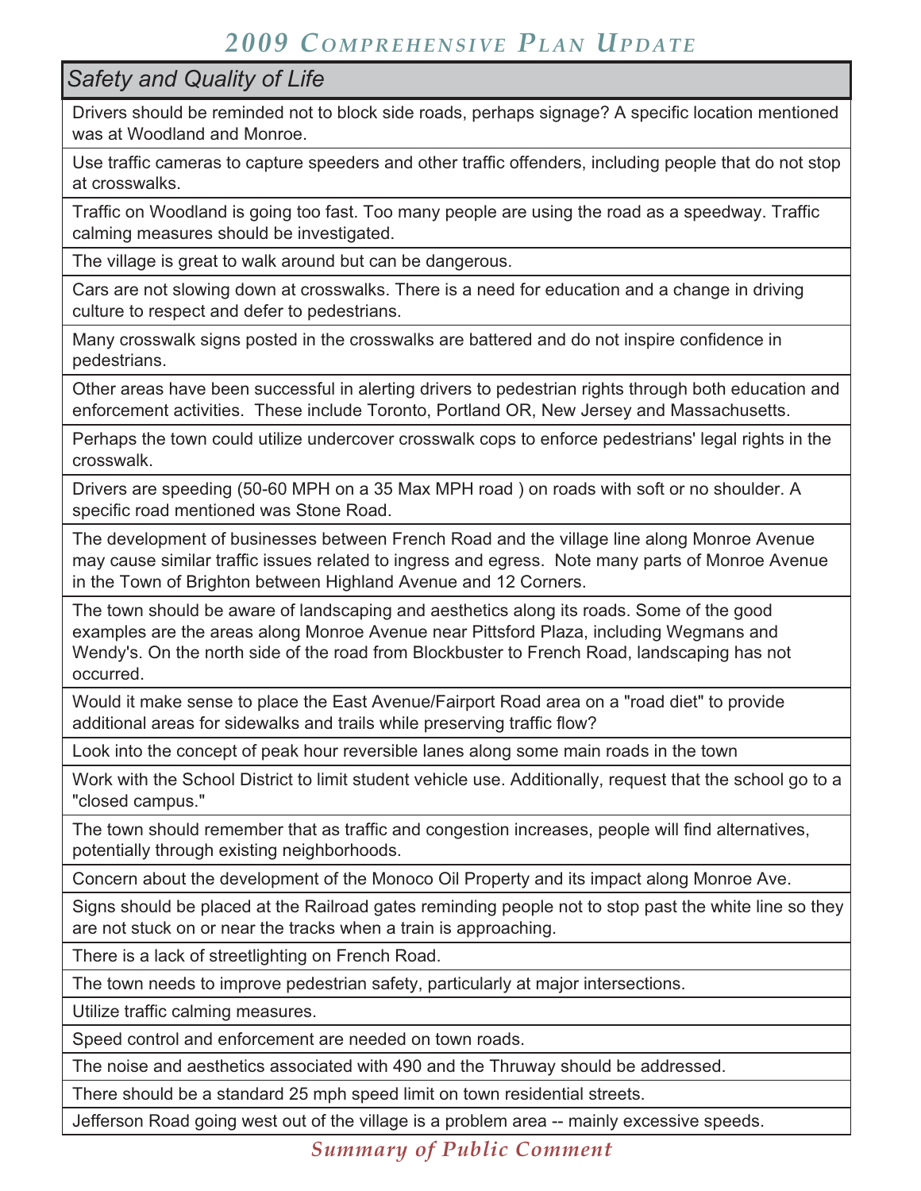## Safety and Quality of Life

| Safety and Quality of Life |
| --- |
| Drivers should be reminded not to block side roads, perhaps signage? A specific location mentioned was at Woodland and Monroe. |
| Use traffic cameras to capture speeders and other traffic offenders, including people that do not stop at crosswalks. |
| Traffic on Woodland is going too fast. Too many people are using the road as a speedway. Traffic calming measures should be investigated. |
| The village is great to walk around but can be dangerous. |
| Cars are not slowing down at crosswalks. There is a need for education and a change in driving culture to respect and defer to pedestrians. |
| Many crosswalk signs posted in the crosswalks are battered and do not inspire confidence in pedestrians. |
| Other areas have been successful in alerting drivers to pedestrian rights through both education and enforcement activities. These include Toronto, Portland OR, New Jersey and Massachusetts. |
| Perhaps the town could utilize undercover crosswalk cops to enforce pedestrians' legal rights in the crosswalk. |
| Drivers are speeding (50-60 MPH on a 35 Max MPH road ) on roads with soft or no shoulder. A specific road mentioned was Stone Road. |
| The development of businesses between French Road and the village line along Monroe Avenue may cause similar traffic issues related to ingress and egress. Note many parts of Monroe Avenue in the Town of Brighton between Highland Avenue and 12 Corners. |
| The town should be aware of landscaping and aesthetics along its roads. Some of the good examples are the areas along Monroe Avenue near Pittsford Plaza, including Wegmans and Wendy's. On the north side of the road from Blockbuster to French Road, landscaping has not occurred. |
| Would it make sense to place the East Avenue/Fairport Road area on a "road diet" to provide additional areas for sidewalks and trails while preserving traffic flow? |
| Look into the concept of peak hour reversible lanes along some main roads in the town |
| Work with the School District to limit student vehicle use. Additionally, request that the school go to a "closed campus." |
| The town should remember that as traffic and congestion increases, people will find alternatives, potentially through existing neighborhoods. |
| Concern about the development of the Monoco Oil Property and its impact along Monroe Ave. |
| Signs should be placed at the Railroad gates reminding people not to stop past the white line so they are not stuck on or near the tracks when a train is approaching. |
| There is a lack of streetlighting on French Road. |
| The town needs to improve pedestrian safety, particularly at major intersections. |
| Utilize traffic calming measures. |
| Speed control and enforcement are needed on town roads. |
| The noise and aesthetics associated with 490 and the Thruway should be addressed. |
| There should be a standard 25 mph speed limit on town residential streets. |
| Jefferson Road going west out of the village is a problem area -- mainly excessive speeds. |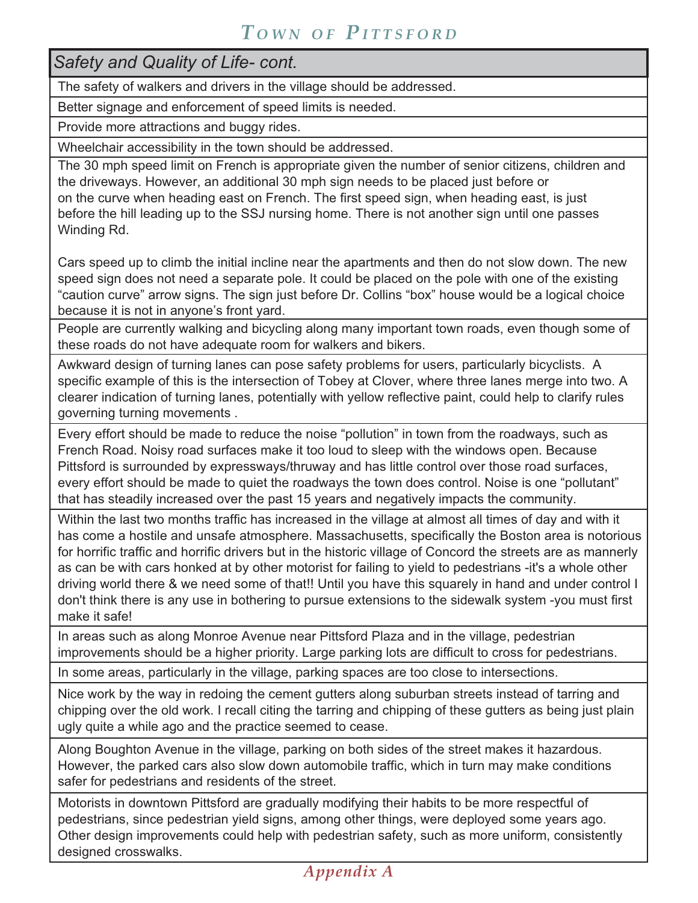## Safety and Quality of Life- cont.

The safety of walkers and drivers in the village should be addressed.

Better signage and enforcement of speed limits is needed.

Provide more attractions and buggy rides.

Wheelchair accessibility in the town should be addressed.

The 30 mph speed limit on French is appropriate given the number of senior citizens, children and the driveways. However, an additional 30 mph sign needs to be placed just before or on the curve when heading east on French. The first speed sign, when heading east, is just before the hill leading up to the SSJ nursing home. There is not another sign until one passes Winding Rd.

Cars speed up to climb the initial incline near the apartments and then do not slow down. The new speed sign does not need a separate pole. It could be placed on the pole with one of the existing "caution curve" arrow signs. The sign just before Dr. Collins "box" house would be a logical choice because it is not in anyone's front yard.

People are currently walking and bicycling along many important town roads, even though some of these roads do not have adequate room for walkers and bikers.

Awkward design of turning lanes can pose safety problems for users, particularly bicyclists. A specific example of this is the intersection of Tobey at Clover, where three lanes merge into two. A clearer indication of turning lanes, potentially with yellow reflective paint, could help to clarify rules governing turning movements .

Every effort should be made to reduce the noise "pollution" in town from the roadways, such as French Road. Noisy road surfaces make it too loud to sleep with the windows open. Because Pittsford is surrounded by expressways/thruway and has little control over those road surfaces, every effort should be made to quiet the roadways the town does control. Noise is one "pollutant" that has steadily increased over the past 15 years and negatively impacts the community.

Within the last two months traffic has increased in the village at almost all times of day and with it has come a hostile and unsafe atmosphere. Massachusetts, specifically the Boston area is notorious for horrific traffic and horrific drivers but in the historic village of Concord the streets are as mannerly as can be with cars honked at by other motorist for failing to yield to pedestrians -it's a whole other driving world there & we need some of that!! Until you have this squarely in hand and under control I don't think there is any use in bothering to pursue extensions to the sidewalk system -you must first make it safe!

In areas such as along Monroe Avenue near Pittsford Plaza and in the village, pedestrian improvements should be a higher priority. Large parking lots are difficult to cross for pedestrians.

In some areas, particularly in the village, parking spaces are too close to intersections.

Nice work by the way in redoing the cement gutters along suburban streets instead of tarring and chipping over the old work. I recall citing the tarring and chipping of these gutters as being just plain ugly quite a while ago and the practice seemed to cease.

Along Boughton Avenue in the village, parking on both sides of the street makes it hazardous. However, the parked cars also slow down automobile traffic, which in turn may make conditions safer for pedestrians and residents of the street.

Motorists in downtown Pittsford are gradually modifying their habits to be more respectful of pedestrians, since pedestrian yield signs, among other things, were deployed some years ago. Other design improvements could help with pedestrian safety, such as more uniform, consistently designed crosswalks.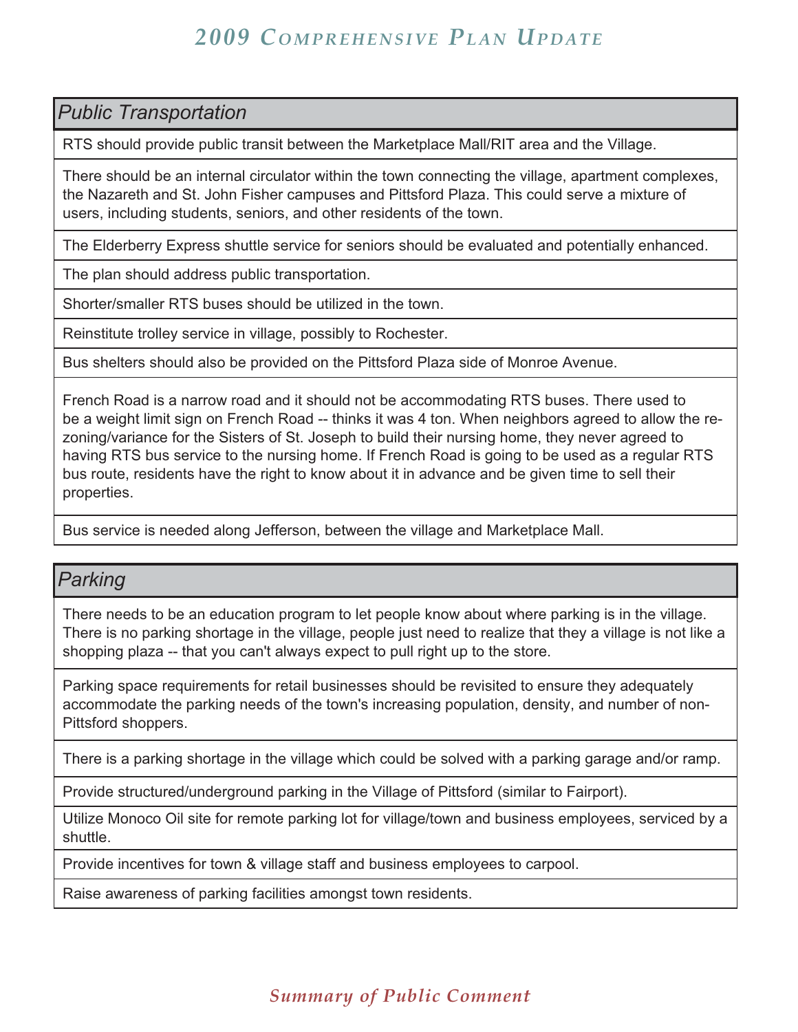## Public Transportation

RTS should provide public transit between the Marketplace Mall/RIT area and the Village.

There should be an internal circulator within the town connecting the village, apartment complexes, the Nazareth and St. John Fisher campuses and Pittsford Plaza. This could serve a mixture of users, including students, seniors, and other residents of the town.

The Elderberry Express shuttle service for seniors should be evaluated and potentially enhanced.

The plan should address public transportation.

Shorter/smaller RTS buses should be utilized in the town.

Reinstitute trolley service in village, possibly to Rochester.

Bus shelters should also be provided on the Pittsford Plaza side of Monroe Avenue.

French Road is a narrow road and it should not be accommodating RTS buses. There used to be a weight limit sign on French Road -- thinks it was 4 ton. When neighbors agreed to allow the re-zoning/variance for the Sisters of St. Joseph to build their nursing home, they never agreed to having RTS bus service to the nursing home. If French Road is going to be used as a regular RTS bus route, residents have the right to know about it in advance and be given time to sell their properties.

Bus service is needed along Jefferson, between the village and Marketplace Mall.

## Parking

There needs to be an education program to let people know about where parking is in the village. There is no parking shortage in the village, people just need to realize that they a village is not like a shopping plaza -- that you can't always expect to pull right up to the store.

Parking space requirements for retail businesses should be revisited to ensure they adequately accommodate the parking needs of the town's increasing population, density, and number of non-Pittsford shoppers.

There is a parking shortage in the village which could be solved with a parking garage and/or ramp.

Provide structured/underground parking in the Village of Pittsford (similar to Fairport).

Utilize Monoco Oil site for remote parking lot for village/town and business employees, serviced by a shuttle.

Provide incentives for town & village staff and business employees to carpool.

Raise awareness of parking facilities amongst town residents.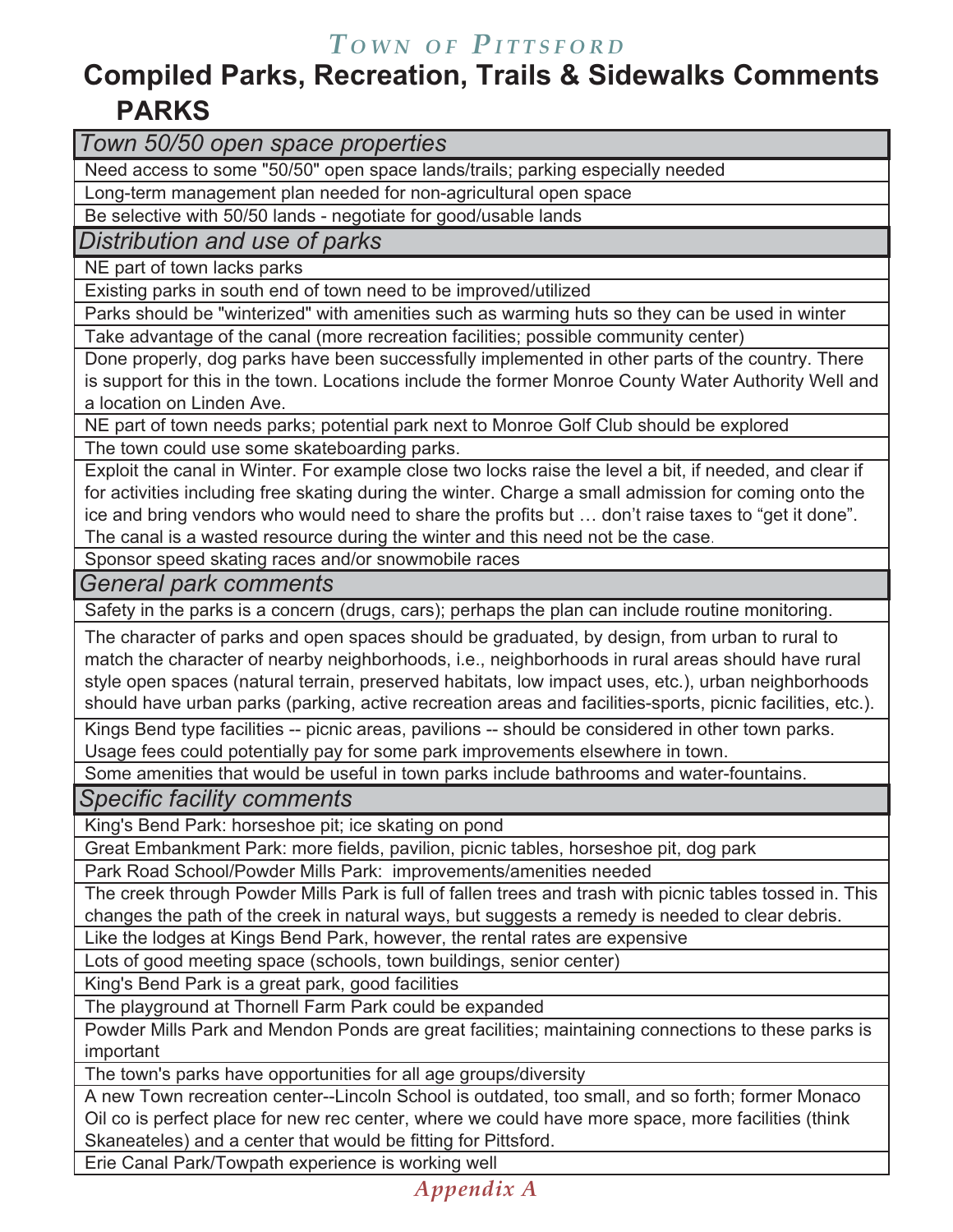# TOWN OF PITTSFORD

## Compiled Parks, Recreation, Trails & Sidewalks Comments

## PARKS

| *Town 50/50 open space properties* |
|---|
| Need access to some "50/50" open space lands/trails; parking especially needed |
| Long-term management plan needed for non-agricultural open space |
| Be selective with 50/50 lands - negotiate for good/usable lands |
| *Distribution and use of parks* |
| NE part of town lacks parks |
| Existing parks in south end of town need to be improved/utilized |
| Parks should be "winterized" with amenities such as warming huts so they can be used in winter |
| Take advantage of the canal (more recreation facilities; possible community center) |
| Done properly, dog parks have been successfully implemented in other parts of the country. There is support for this in the town. Locations include the former Monroe County Water Authority Well and a location on Linden Ave. |
| NE part of town needs parks; potential park next to Monroe Golf Club should be explored |
| The town could use some skateboarding parks. |
| Exploit the canal in Winter. For example close two locks raise the level a bit, if needed, and clear if for activities including free skating during the winter. Charge a small admission for coming onto the ice and bring vendors who would need to share the profits but … don't raise taxes to "get it done". The canal is a wasted resource during the winter and this need not be the case. |
| Sponsor speed skating races and/or snowmobile races |
| *General park comments* |
| Safety in the parks is a concern (drugs, cars); perhaps the plan can include routine monitoring. |
| The character of parks and open spaces should be graduated, by design, from urban to rural to match the character of nearby neighborhoods, i.e., neighborhoods in rural areas should have rural style open spaces (natural terrain, preserved habitats, low impact uses, etc.), urban neighborhoods should have urban parks (parking, active recreation areas and facilities-sports, picnic facilities, etc.). |
| Kings Bend type facilities -- picnic areas, pavilions -- should be considered in other town parks. Usage fees could potentially pay for some park improvements elsewhere in town. |
| Some amenities that would be useful in town parks include bathrooms and water-fountains. |
| *Specific facility comments* |
| King's Bend Park: horseshoe pit; ice skating on pond |
| Great Embankment Park: more fields, pavilion, picnic tables, horseshoe pit, dog park |
| Park Road School/Powder Mills Park: improvements/amenities needed |
| The creek through Powder Mills Park is full of fallen trees and trash with picnic tables tossed in. This changes the path of the creek in natural ways, but suggests a remedy is needed to clear debris. |
| Like the lodges at Kings Bend Park, however, the rental rates are expensive |
| Lots of good meeting space (schools, town buildings, senior center) |
| King's Bend Park is a great park, good facilities |
| The playground at Thornell Farm Park could be expanded |
| Powder Mills Park and Mendon Ponds are great facilities; maintaining connections to these parks is important |
| The town's parks have opportunities for all age groups/diversity |
| A new Town recreation center--Lincoln School is outdated, too small, and so forth; former Monaco Oil co is perfect place for new rec center, where we could have more space, more facilities (think Skaneateles) and a center that would be fitting for Pittsford. |
| Erie Canal Park/Towpath experience is working well |

*Appendix A*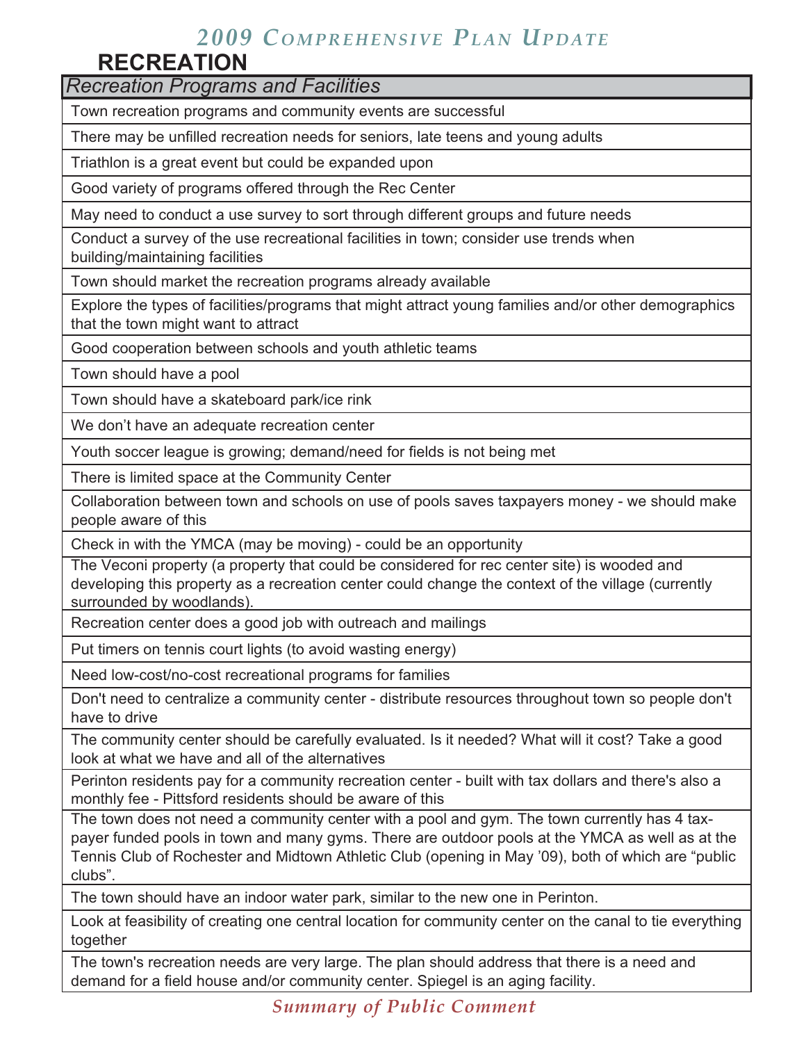# RECREATION

| *Recreation Programs and Facilities* |
|---|
| Town recreation programs and community events are successful |
| There may be unfilled recreation needs for seniors, late teens and young adults |
| Triathlon is a great event but could be expanded upon |
| Good variety of programs offered through the Rec Center |
| May need to conduct a use survey to sort through different groups and future needs |
| Conduct a survey of the use recreational facilities in town; consider use trends when building/maintaining facilities |
| Town should market the recreation programs already available |
| Explore the types of facilities/programs that might attract young families and/or other demographics that the town might want to attract |
| Good cooperation between schools and youth athletic teams |
| Town should have a pool |
| Town should have a skateboard park/ice rink |
| We don't have an adequate recreation center |
| Youth soccer league is growing; demand/need for fields is not being met |
| There is limited space at the Community Center |
| Collaboration between town and schools on use of pools saves taxpayers money - we should make people aware of this |
| Check in with the YMCA (may be moving) - could be an opportunity |
| The Veconi property (a property that could be considered for rec center site) is wooded and developing this property as a recreation center could change the context of the village (currently surrounded by woodlands). |
| Recreation center does a good job with outreach and mailings |
| Put timers on tennis court lights (to avoid wasting energy) |
| Need low-cost/no-cost recreational programs for families |
| Don't need to centralize a community center - distribute resources throughout town so people don't have to drive |
| The community center should be carefully evaluated. Is it needed? What will it cost? Take a good look at what we have and all of the alternatives |
| Perinton residents pay for a community recreation center - built with tax dollars and there's also a monthly fee - Pittsford residents should be aware of this |
| The town does not need a community center with a pool and gym. The town currently has 4 tax-payer funded pools in town and many gyms. There are outdoor pools at the YMCA as well as at the Tennis Club of Rochester and Midtown Athletic Club (opening in May '09), both of which are "public clubs". |
| The town should have an indoor water park, similar to the new one in Perinton. |
| Look at feasibility of creating one central location for community center on the canal to tie everything together |
| The town's recreation needs are very large. The plan should address that there is a need and demand for a field house and/or community center. Spiegel is an aging facility. |

*Summary of Public Comment*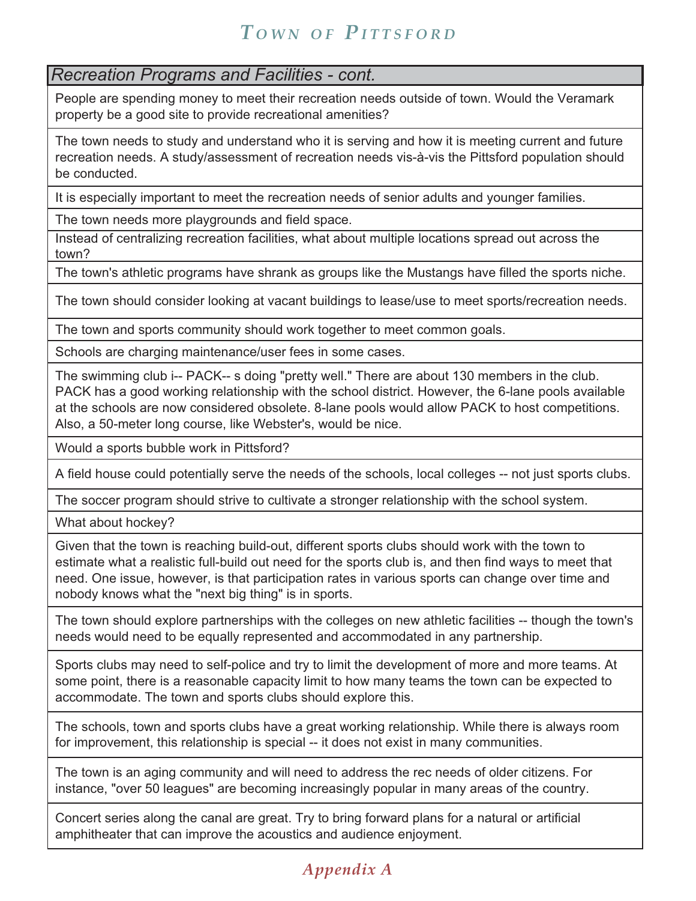## Recreation Programs and Facilities - cont.

| |
|---|
| People are spending money to meet their recreation needs outside of town. Would the Veramark property be a good site to provide recreational amenities? |
| The town needs to study and understand who it is serving and how it is meeting current and future recreation needs. A study/assessment of recreation needs vis-à-vis the Pittsford population should be conducted. |
| It is especially important to meet the recreation needs of senior adults and younger families. |
| The town needs more playgrounds and field space. |
| Instead of centralizing recreation facilities, what about multiple locations spread out across the town? |
| The town's athletic programs have shrank as groups like the Mustangs have filled the sports niche. |
| The town should consider looking at vacant buildings to lease/use to meet sports/recreation needs. |
| The town and sports community should work together to meet common goals. |
| Schools are charging maintenance/user fees in some cases. |
| The swimming club i-- PACK-- s doing "pretty well." There are about 130 members in the club. PACK has a good working relationship with the school district. However, the 6-lane pools available at the schools are now considered obsolete. 8-lane pools would allow PACK to host competitions. Also, a 50-meter long course, like Webster's, would be nice. |
| Would a sports bubble work in Pittsford? |
| A field house could potentially serve the needs of the schools, local colleges -- not just sports clubs. |
| The soccer program should strive to cultivate a stronger relationship with the school system. |
| What about hockey? |
| Given that the town is reaching build-out, different sports clubs should work with the town to estimate what a realistic full-build out need for the sports club is, and then find ways to meet that need. One issue, however, is that participation rates in various sports can change over time and nobody knows what the "next big thing" is in sports. |
| The town should explore partnerships with the colleges on new athletic facilities -- though the town's needs would need to be equally represented and accommodated in any partnership. |
| Sports clubs may need to self-police and try to limit the development of more and more teams. At some point, there is a reasonable capacity limit to how many teams the town can be expected to accommodate. The town and sports clubs should explore this. |
| The schools, town and sports clubs have a great working relationship. While there is always room for improvement, this relationship is special -- it does not exist in many communities. |
| The town is an aging community and will need to address the rec needs of older citizens. For instance, "over 50 leagues" are becoming increasingly popular in many areas of the country. |
| Concert series along the canal are great. Try to bring forward plans for a natural or artificial amphitheater that can improve the acoustics and audience enjoyment. |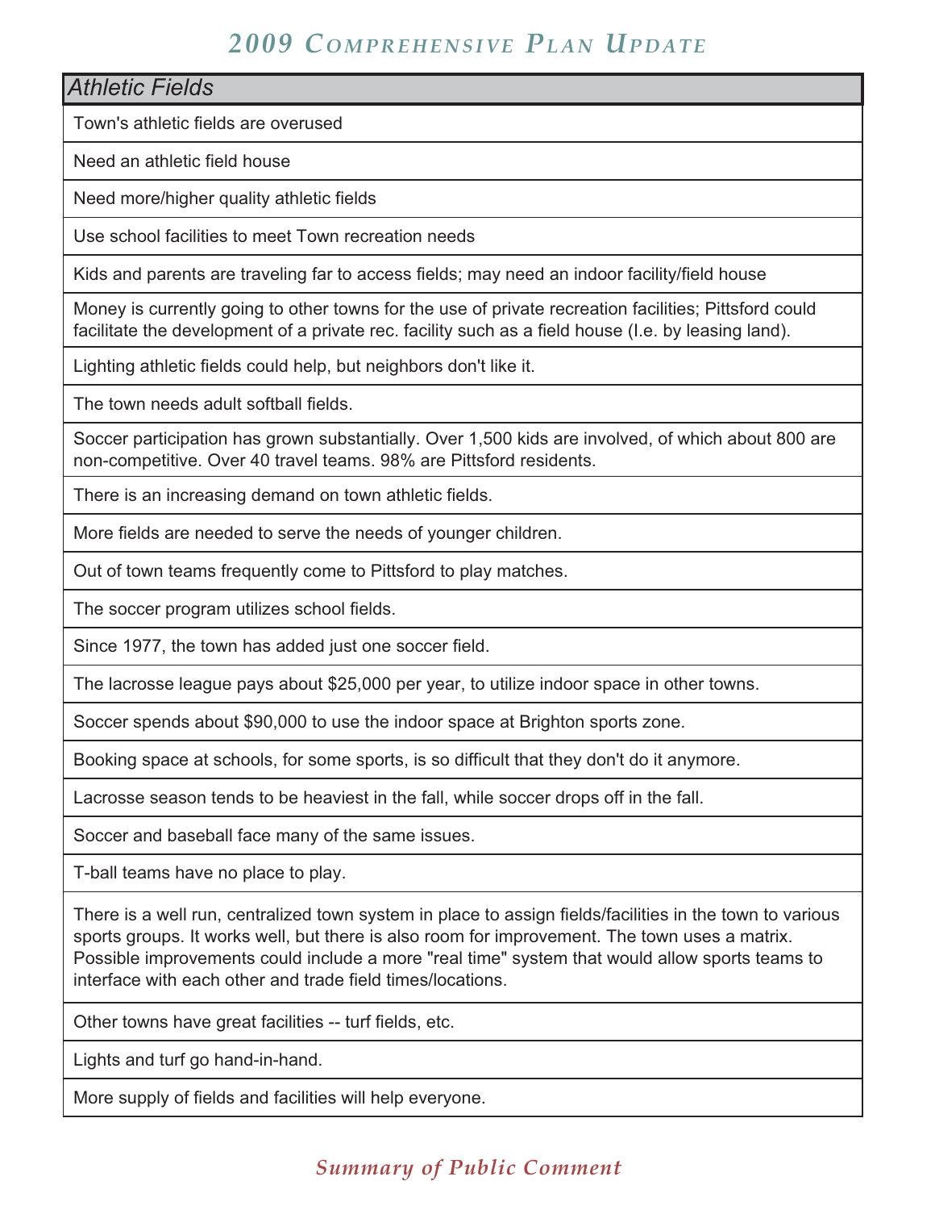| Athletic Fields |
|---|
| Town's athletic fields are overused |
| Need an athletic field house |
| Need more/higher quality athletic fields |
| Use school facilities to meet Town recreation needs |
| Kids and parents are traveling far to access fields; may need an indoor facility/field house |
| Money is currently going to other towns for the use of private recreation facilities; Pittsford could facilitate the development of a private rec. facility such as a field house (I.e. by leasing land). |
| Lighting athletic fields could help, but neighbors don't like it. |
| The town needs adult softball fields. |
| Soccer participation has grown substantially. Over 1,500 kids are involved, of which about 800 are non-competitive. Over 40 travel teams. 98% are Pittsford residents. |
| There is an increasing demand on town athletic fields. |
| More fields are needed to serve the needs of younger children. |
| Out of town teams frequently come to Pittsford to play matches. |
| The soccer program utilizes school fields. |
| Since 1977, the town has added just one soccer field. |
| The lacrosse league pays about $25,000 per year, to utilize indoor space in other towns. |
| Soccer spends about $90,000 to use the indoor space at Brighton sports zone. |
| Booking space at schools, for some sports, is so difficult that they don't do it anymore. |
| Lacrosse season tends to be heaviest in the fall, while soccer drops off in the fall. |
| Soccer and baseball face many of the same issues. |
| T-ball teams have no place to play. |
| There is a well run, centralized town system in place to assign fields/facilities in the town to various sports groups. It works well, but there is also room for improvement. The town uses a matrix. Possible improvements could include a more "real time" system that would allow sports teams to interface with each other and trade field times/locations. |
| Other towns have great facilities -- turf fields, etc. |
| Lights and turf go hand-in-hand. |
| More supply of fields and facilities will help everyone. |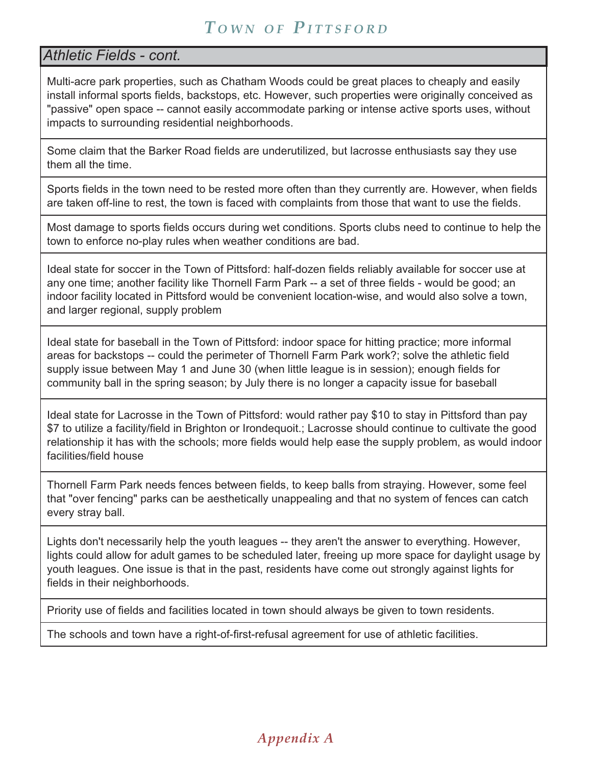## *Athletic Fields - cont.*

Multi-acre park properties, such as Chatham Woods could be great places to cheaply and easily install informal sports fields, backstops, etc. However, such properties were originally conceived as "passive" open space -- cannot easily accommodate parking or intense active sports uses, without impacts to surrounding residential neighborhoods.

Some claim that the Barker Road fields are underutilized, but lacrosse enthusiasts say they use them all the time.

Sports fields in the town need to be rested more often than they currently are. However, when fields are taken off-line to rest, the town is faced with complaints from those that want to use the fields.

Most damage to sports fields occurs during wet conditions. Sports clubs need to continue to help the town to enforce no-play rules when weather conditions are bad.

Ideal state for soccer in the Town of Pittsford: half-dozen fields reliably available for soccer use at any one time; another facility like Thornell Farm Park -- a set of three fields - would be good; an indoor facility located in Pittsford would be convenient location-wise, and would also solve a town, and larger regional, supply problem

Ideal state for baseball in the Town of Pittsford: indoor space for hitting practice; more informal areas for backstops -- could the perimeter of Thornell Farm Park work?; solve the athletic field supply issue between May 1 and June 30 (when little league is in session); enough fields for community ball in the spring season; by July there is no longer a capacity issue for baseball

Ideal state for Lacrosse in the Town of Pittsford: would rather pay $10 to stay in Pittsford than pay $7 to utilize a facility/field in Brighton or Irondequoit.; Lacrosse should continue to cultivate the good relationship it has with the schools; more fields would help ease the supply problem, as would indoor facilities/field house

Thornell Farm Park needs fences between fields, to keep balls from straying. However, some feel that "over fencing" parks can be aesthetically unappealing and that no system of fences can catch every stray ball.

Lights don't necessarily help the youth leagues -- they aren't the answer to everything. However, lights could allow for adult games to be scheduled later, freeing up more space for daylight usage by youth leagues. One issue is that in the past, residents have come out strongly against lights for fields in their neighborhoods.

Priority use of fields and facilities located in town should always be given to town residents.

The schools and town have a right-of-first-refusal agreement for use of athletic facilities.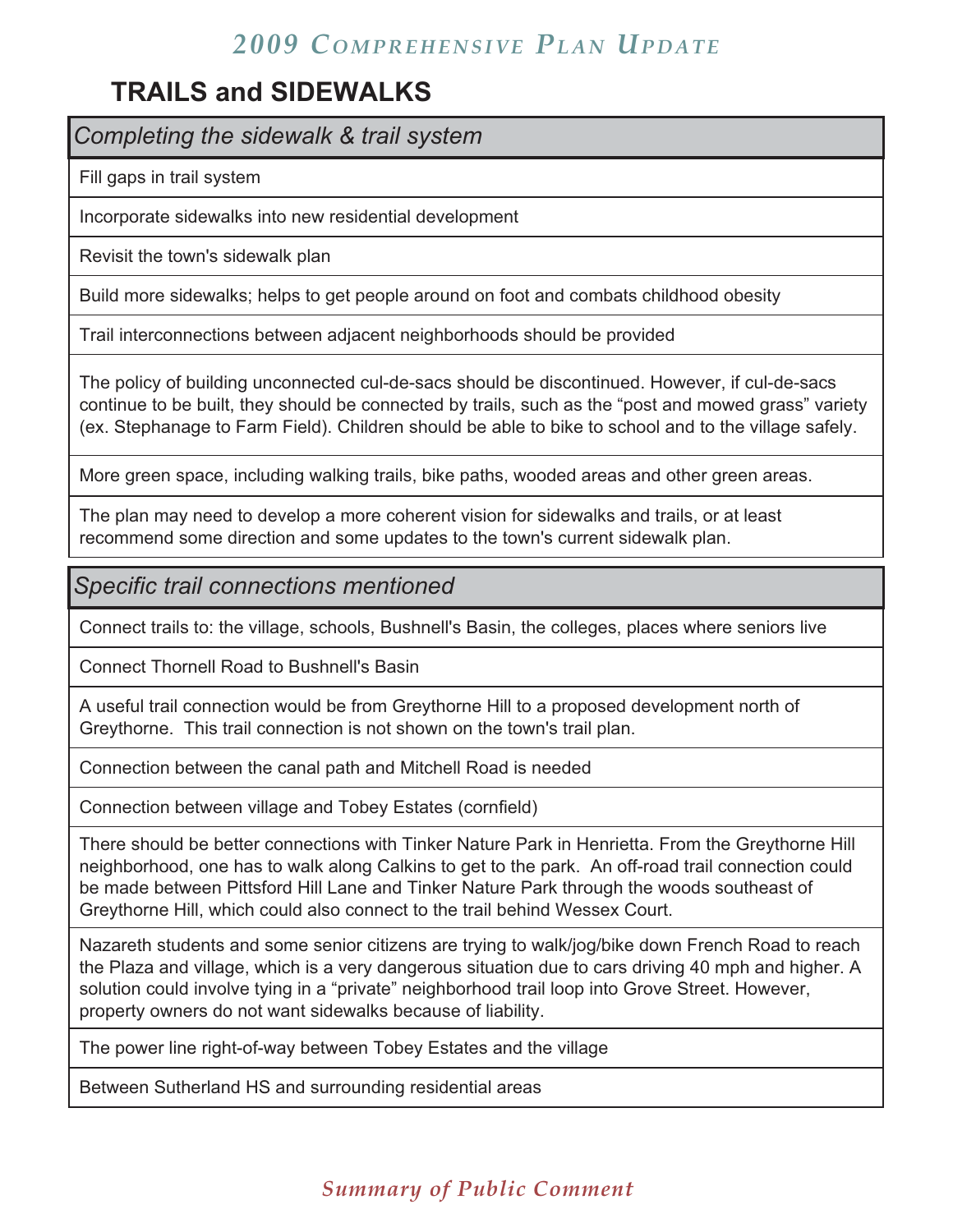## TRAILS and SIDEWALKS

| *Completing the sidewalk & trail system* |
|---|
| Fill gaps in trail system |
| Incorporate sidewalks into new residential development |
| Revisit the town's sidewalk plan |
| Build more sidewalks; helps to get people around on foot and combats childhood obesity |
| Trail interconnections between adjacent neighborhoods should be provided |
| The policy of building unconnected cul-de-sacs should be discontinued. However, if cul-de-sacs continue to be built, they should be connected by trails, such as the "post and mowed grass" variety (ex. Stephanage to Farm Field). Children should be able to bike to school and to the village safely. |
| More green space, including walking trails, bike paths, wooded areas and other green areas. |
| The plan may need to develop a more coherent vision for sidewalks and trails, or at least recommend some direction and some updates to the town's current sidewalk plan. |

| *Specific trail connections mentioned* |
|---|
| Connect trails to: the village, schools, Bushnell's Basin, the colleges, places where seniors live |
| Connect Thornell Road to Bushnell's Basin |
| A useful trail connection would be from Greythorne Hill to a proposed development north of Greythorne. This trail connection is not shown on the town's trail plan. |
| Connection between the canal path and Mitchell Road is needed |
| Connection between village and Tobey Estates (cornfield) |
| There should be better connections with Tinker Nature Park in Henrietta. From the Greythorne Hill neighborhood, one has to walk along Calkins to get to the park. An off-road trail connection could be made between Pittsford Hill Lane and Tinker Nature Park through the woods southeast of Greythorne Hill, which could also connect to the trail behind Wessex Court. |
| Nazareth students and some senior citizens are trying to walk/jog/bike down French Road to reach the Plaza and village, which is a very dangerous situation due to cars driving 40 mph and higher. A solution could involve tying in a "private" neighborhood trail loop into Grove Street. However, property owners do not want sidewalks because of liability. |
| The power line right-of-way between Tobey Estates and the village |
| Between Sutherland HS and surrounding residential areas |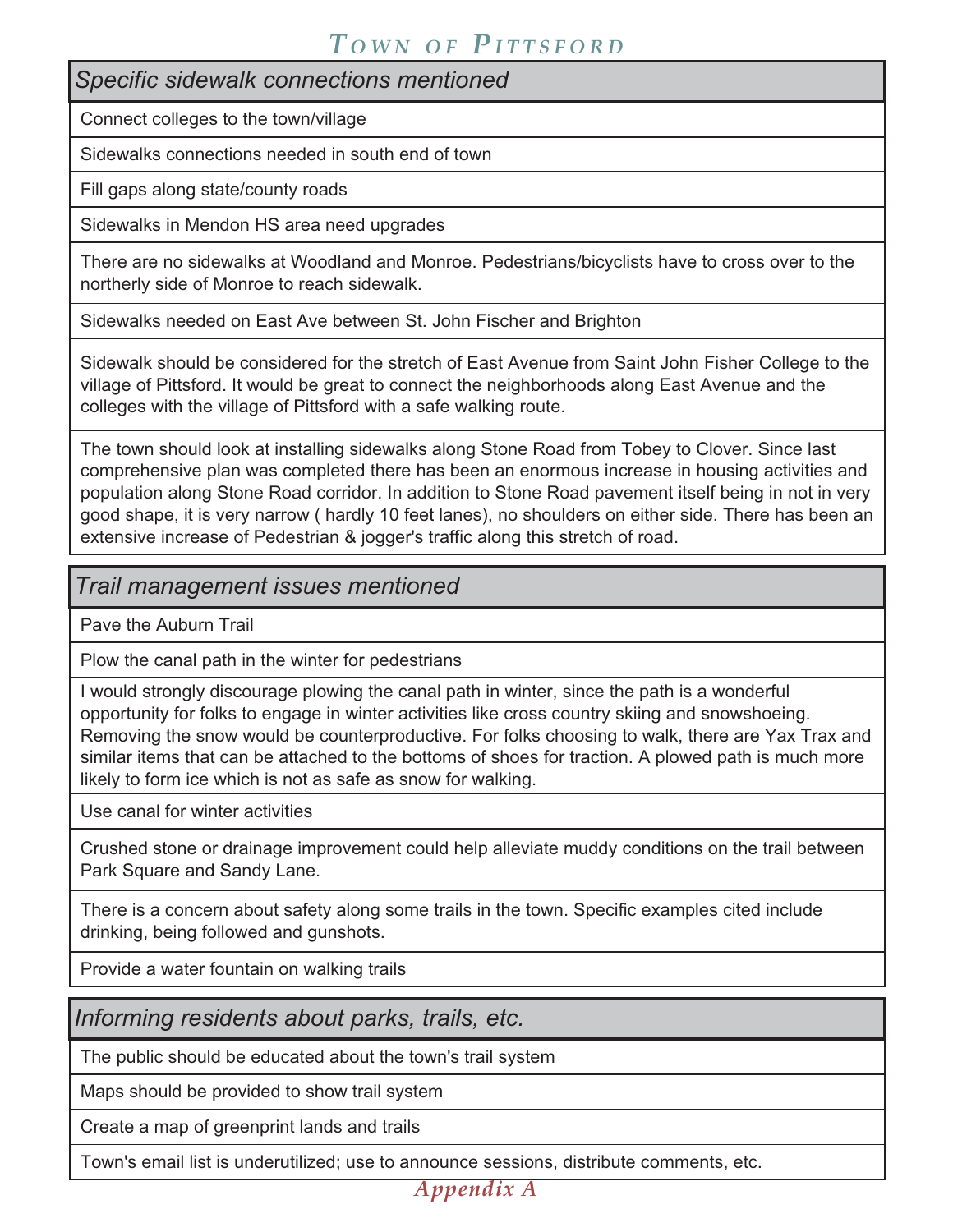| *Specific sidewalk connections mentioned* |
|---|
| Connect colleges to the town/village |
| Sidewalks connections needed in south end of town |
| Fill gaps along state/county roads |
| Sidewalks in Mendon HS area need upgrades |
| There are no sidewalks at Woodland and Monroe. Pedestrians/bicyclists have to cross over to the northerly side of Monroe to reach sidewalk. |
| Sidewalks needed on East Ave between St. John Fischer and Brighton |
| Sidewalk should be considered for the stretch of East Avenue from Saint John Fisher College to the village of Pittsford. It would be great to connect the neighborhoods along East Avenue and the colleges with the village of Pittsford with a safe walking route. |
| The town should look at installing sidewalks along Stone Road from Tobey to Clover. Since last comprehensive plan was completed there has been an enormous increase in housing activities and population along Stone Road corridor. In addition to Stone Road pavement itself being in not in very good shape, it is very narrow ( hardly 10 feet lanes), no shoulders on either side. There has been an extensive increase of Pedestrian & jogger's traffic along this stretch of road. |

| *Trail management issues mentioned* |
|---|
| Pave the Auburn Trail |
| Plow the canal path in the winter for pedestrians |
| I would strongly discourage plowing the canal path in winter, since the path is a wonderful opportunity for folks to engage in winter activities like cross country skiing and snowshoeing. Removing the snow would be counterproductive. For folks choosing to walk, there are Yax Trax and similar items that can be attached to the bottoms of shoes for traction. A plowed path is much more likely to form ice which is not as safe as snow for walking. |
| Use canal for winter activities |
| Crushed stone or drainage improvement could help alleviate muddy conditions on the trail between Park Square and Sandy Lane. |
| There is a concern about safety along some trails in the town. Specific examples cited include drinking, being followed and gunshots. |
| Provide a water fountain on walking trails |

| *Informing residents about parks, trails, etc.* |
|---|
| The public should be educated about the town's trail system |
| Maps should be provided to show trail system |
| Create a map of greenprint lands and trails |
| Town's email list is underutilized; use to announce sessions, distribute comments, etc. |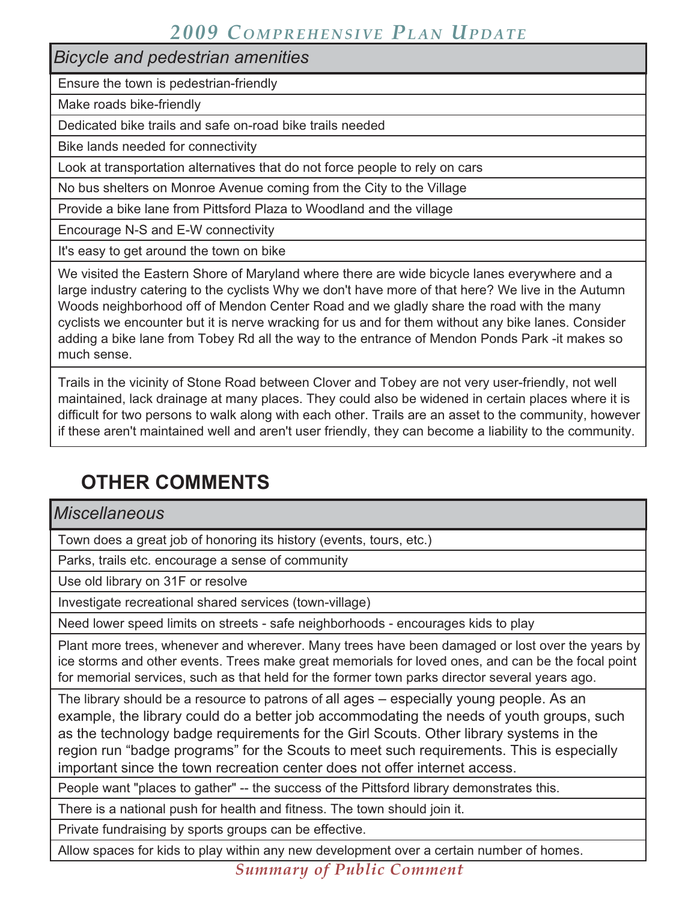| Bicycle and pedestrian amenities |
| --- |
| Ensure the town is pedestrian-friendly |
| Make roads bike-friendly |
| Dedicated bike trails and safe on-road bike trails needed |
| Bike lands needed for connectivity |
| Look at transportation alternatives that do not force people to rely on cars |
| No bus shelters on Monroe Avenue coming from the City to the Village |
| Provide a bike lane from Pittsford Plaza to Woodland and the village |
| Encourage N-S and E-W connectivity |
| It's easy to get around the town on bike |
| We visited the Eastern Shore of Maryland where there are wide bicycle lanes everywhere and a large industry catering to the cyclists Why we don't have more of that here? We live in the Autumn Woods neighborhood off of Mendon Center Road and we gladly share the road with the many cyclists we encounter but it is nerve wracking for us and for them without any bike lanes. Consider adding a bike lane from Tobey Rd all the way to the entrance of Mendon Ponds Park -it makes so much sense. |
| Trails in the vicinity of Stone Road between Clover and Tobey are not very user-friendly, not well maintained, lack drainage at many places. They could also be widened in certain places where it is difficult for two persons to walk along with each other. Trails are an asset to the community, however if these aren't maintained well and aren't user friendly, they can become a liability to the community. |

## OTHER COMMENTS

| Miscellaneous |
| --- |
| Town does a great job of honoring its history (events, tours, etc.) |
| Parks, trails etc. encourage a sense of community |
| Use old library on 31F or resolve |
| Investigate recreational shared services (town-village) |
| Need lower speed limits on streets - safe neighborhoods - encourages kids to play |
| Plant more trees, whenever and wherever. Many trees have been damaged or lost over the years by ice storms and other events. Trees make great memorials for loved ones, and can be the focal point for memorial services, such as that held for the former town parks director several years ago. |
| The library should be a resource to patrons of all ages – especially young people. As an example, the library could do a better job accommodating the needs of youth groups, such as the technology badge requirements for the Girl Scouts. Other library systems in the region run “badge programs” for the Scouts to meet such requirements. This is especially important since the town recreation center does not offer internet access. |
| People want "places to gather" -- the success of the Pittsford library demonstrates this. |
| There is a national push for health and fitness. The town should join it. |
| Private fundraising by sports groups can be effective. |
| Allow spaces for kids to play within any new development over a certain number of homes. |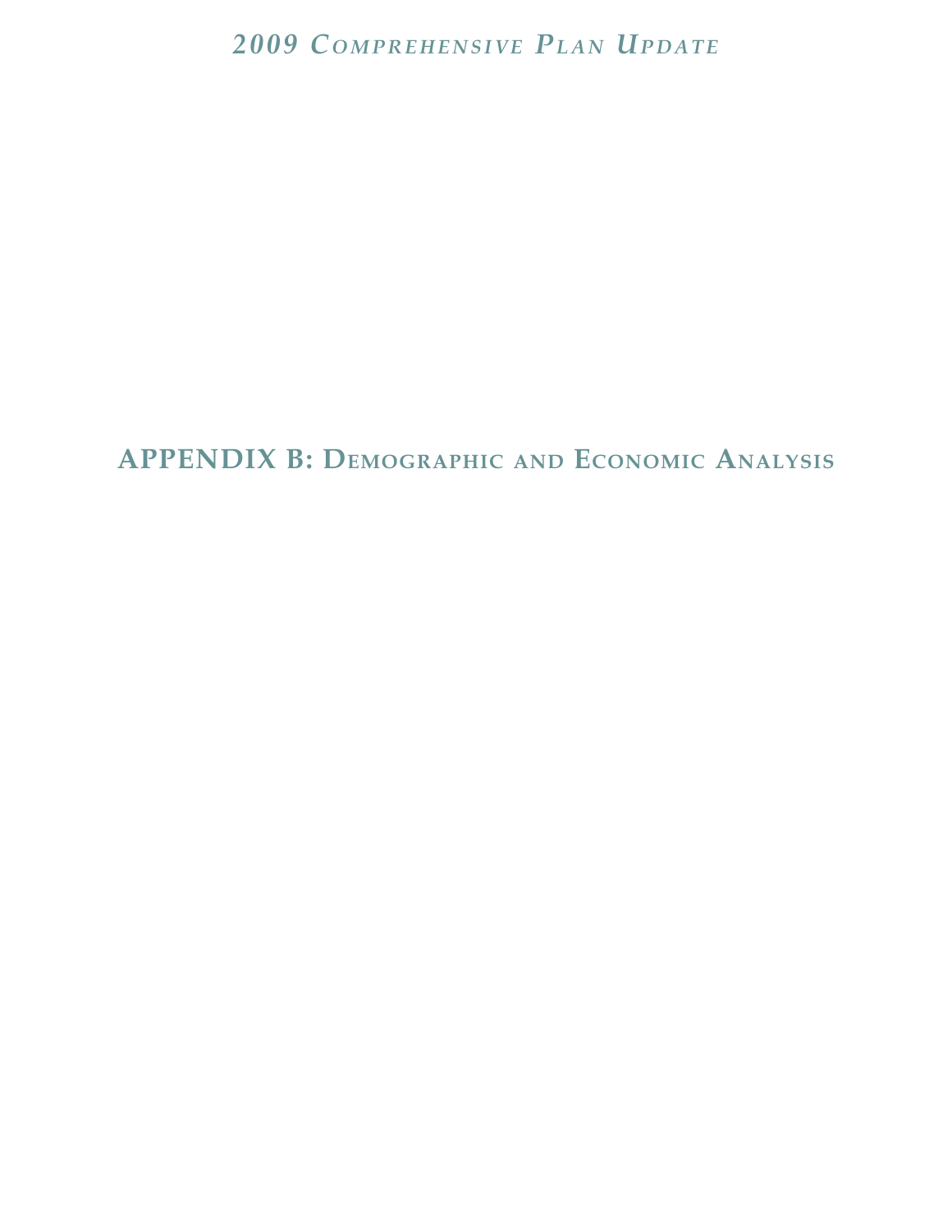# APPENDIX B: Demographic and Economic Analysis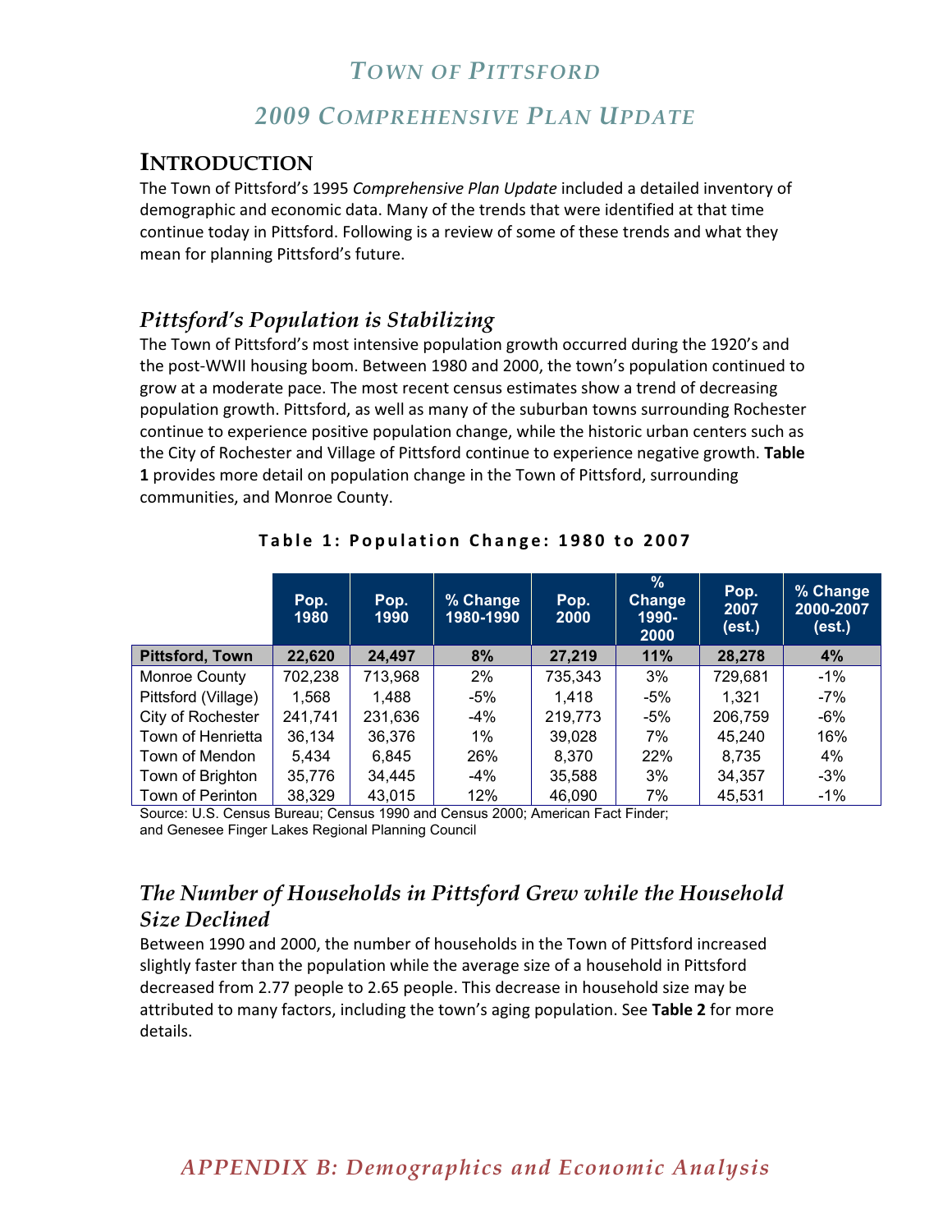# *TOWN OF PITTSFORD*

## *2009 COMPREHENSIVE PLAN UPDATE*

## INTRODUCTION

The Town of Pittsford's 1995 *Comprehensive Plan Update* included a detailed inventory of demographic and economic data. Many of the trends that were identified at that time continue today in Pittsford. Following is a review of some of these trends and what they mean for planning Pittsford's future.

### *Pittsford's Population is Stabilizing*

The Town of Pittsford's most intensive population growth occurred during the 1920's and the post-WWII housing boom. Between 1980 and 2000, the town's population continued to grow at a moderate pace. The most recent census estimates show a trend of decreasing population growth. Pittsford, as well as many of the suburban towns surrounding Rochester continue to experience positive population change, while the historic urban centers such as the City of Rochester and Village of Pittsford continue to experience negative growth. **Table 1** provides more detail on population change in the Town of Pittsford, surrounding communities, and Monroe County.

**Table 1: Population Change: 1980 to 2007**

| | Pop. 1980 | Pop. 1990 | % Change 1980-1990 | Pop. 2000 | % Change 1990-2000 | Pop. 2007 (est.) | % Change 2000-2007 (est.) |
|---|---|---|---|---|---|---|---|
| **Pittsford, Town** | **22,620** | **24,497** | **8%** | **27,219** | **11%** | **28,278** | **4%** |
| Monroe County | 702,238 | 713,968 | 2% | 735,343 | 3% | 729,681 | -1% |
| Pittsford (Village) | 1,568 | 1,488 | -5% | 1,418 | -5% | 1,321 | -7% |
| City of Rochester | 241,741 | 231,636 | -4% | 219,773 | -5% | 206,759 | -6% |
| Town of Henrietta | 36,134 | 36,376 | 1% | 39,028 | 7% | 45,240 | 16% |
| Town of Mendon | 5,434 | 6,845 | 26% | 8,370 | 22% | 8,735 | 4% |
| Town of Brighton | 35,776 | 34,445 | -4% | 35,588 | 3% | 34,357 | -3% |
| Town of Perinton | 38,329 | 43,015 | 12% | 46,090 | 7% | 45,531 | -1% |

Source: U.S. Census Bureau; Census 1990 and Census 2000; American Fact Finder; and Genesee Finger Lakes Regional Planning Council

### *The Number of Households in Pittsford Grew while the Household Size Declined*

Between 1990 and 2000, the number of households in the Town of Pittsford increased slightly faster than the population while the average size of a household in Pittsford decreased from 2.77 people to 2.65 people. This decrease in household size may be attributed to many factors, including the town's aging population. See **Table 2** for more details.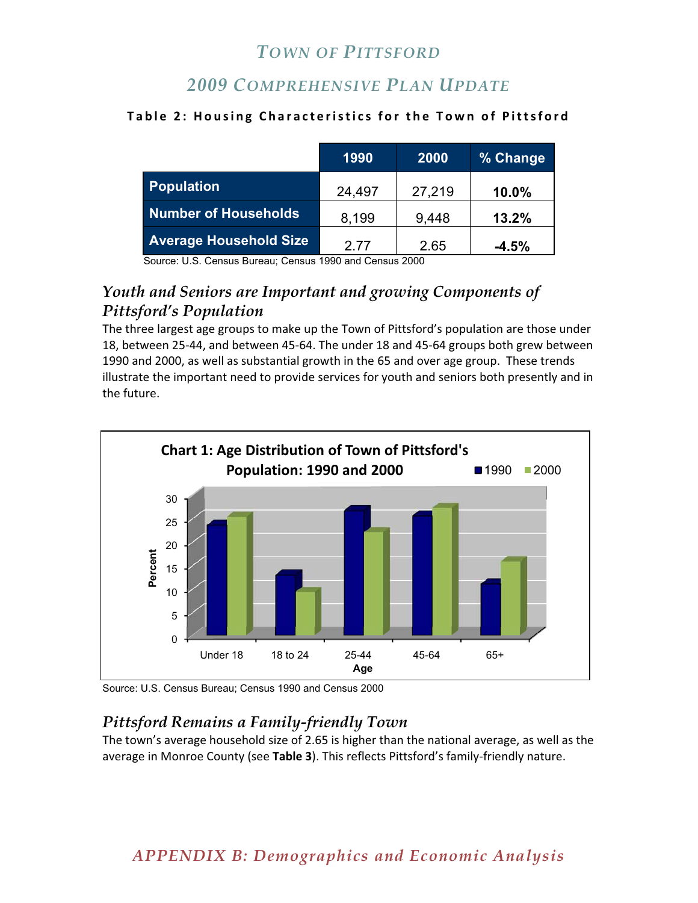# TOWN OF PITTSFORD

## 2009 COMPREHENSIVE PLAN UPDATE

**Table 2: Housing Characteristics for the Town of Pittsford**

| | 1990 | 2000 | % Change |
|---|---|---|---|
| **Population** | 24,497 | 27,219 | **10.0%** |
| **Number of Households** | 8,199 | 9,448 | **13.2%** |
| **Average Household Size** | 2.77 | 2.65 | **-4.5%** |

Source: U.S. Census Bureau; Census 1990 and Census 2000

### *Youth and Seniors are Important and growing Components of Pittsford's Population*

The three largest age groups to make up the Town of Pittsford's population are those under 18, between 25-44, and between 45-64. The under 18 and 45-64 groups both grew between 1990 and 2000, as well as substantial growth in the 65 and over age group. These trends illustrate the important need to provide services for youth and seniors both presently and in the future.

**Chart 1: Age Distribution of Town of Pittsford's Population: 1990 and 2000**

Source: U.S. Census Bureau; Census 1990 and Census 2000

### *Pittsford Remains a Family-friendly Town*

The town's average household size of 2.65 is higher than the national average, as well as the average in Monroe County (see **Table 3**). This reflects Pittsford's family-friendly nature.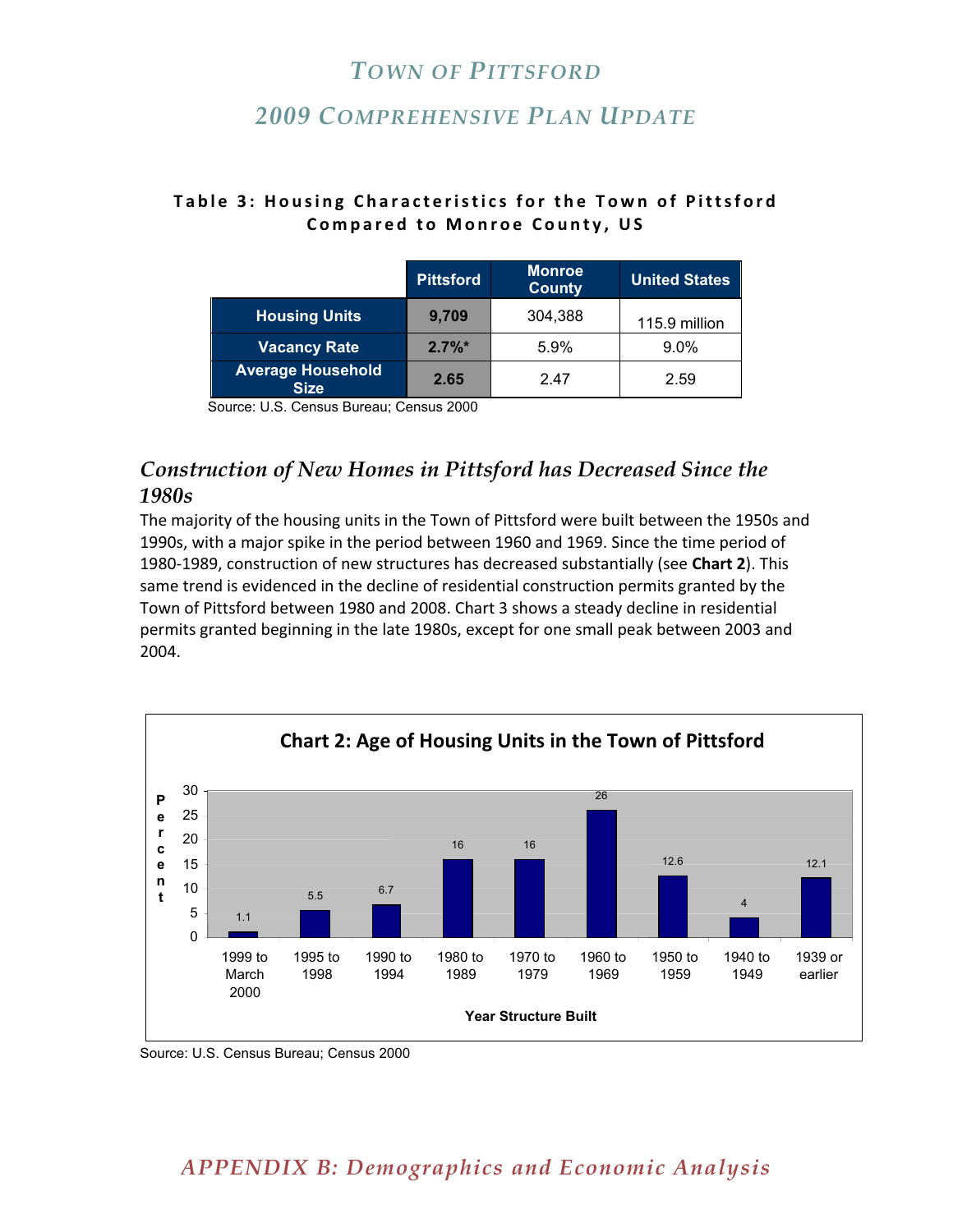**Table 3: Housing Characteristics for the Town of Pittsford Compared to Monroe County, US**

| | Pittsford | Monroe County | United States |
|---|---|---|---|
| Housing Units | **9,709** | 304,388 | 115.9 million |
| Vacancy Rate | **2.7%*** | 5.9% | 9.0% |
| Average Household Size | **2.65** | 2.47 | 2.59 |

Source: U.S. Census Bureau; Census 2000

### *Construction of New Homes in Pittsford has Decreased Since the 1980s*

The majority of the housing units in the Town of Pittsford were built between the 1950s and 1990s, with a major spike in the period between 1960 and 1969. Since the time period of 1980-1989, construction of new structures has decreased substantially (see **Chart 2**). This same trend is evidenced in the decline of residential construction permits granted by the Town of Pittsford between 1980 and 2008. Chart 3 shows a steady decline in residential permits granted beginning in the late 1980s, except for one small peak between 2003 and 2004.

**Chart 2: Age of Housing Units in the Town of Pittsford**

| Year Structure Built | Percent |
|---|---|
| 1999 to March 2000 | 1.1 |
| 1995 to 1998 | 5.5 |
| 1990 to 1994 | 6.7 |
| 1980 to 1989 | 16 |
| 1970 to 1979 | 16 |
| 1960 to 1969 | 26 |
| 1950 to 1959 | 12.6 |
| 1940 to 1949 | 4 |
| 1939 or earlier | 12.1 |

Source: U.S. Census Bureau; Census 2000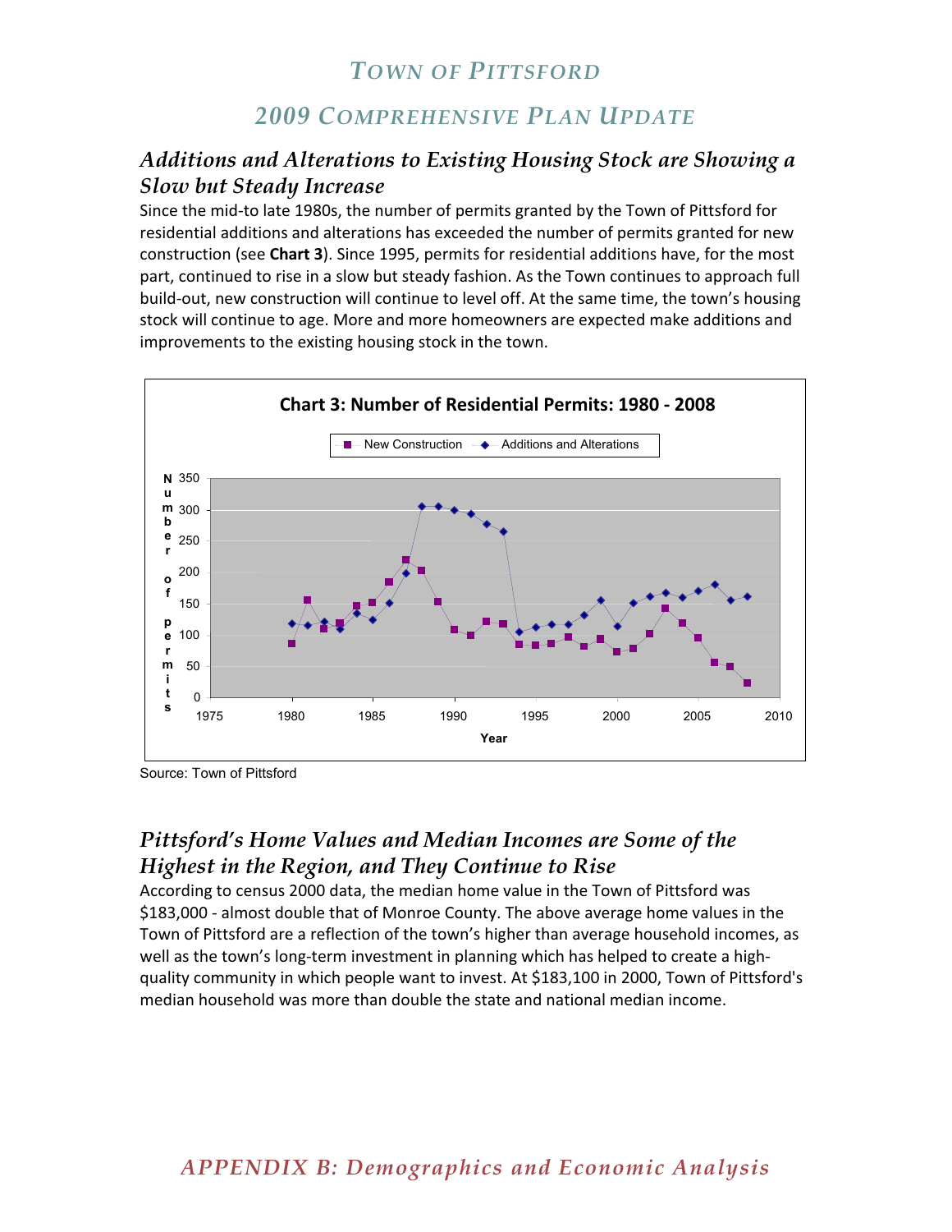## *Additions and Alterations to Existing Housing Stock are Showing a Slow but Steady Increase*

Since the mid-to late 1980s, the number of permits granted by the Town of Pittsford for residential additions and alterations has exceeded the number of permits granted for new construction (see **Chart 3**). Since 1995, permits for residential additions have, for the most part, continued to rise in a slow but steady fashion. As the Town continues to approach full build-out, new construction will continue to level off. At the same time, the town's housing stock will continue to age. More and more homeowners are expected make additions and improvements to the existing housing stock in the town.

**Chart 3: Number of Residential Permits: 1980 - 2008**

Source: Town of Pittsford

## *Pittsford's Home Values and Median Incomes are Some of the Highest in the Region, and They Continue to Rise*

According to census 2000 data, the median home value in the Town of Pittsford was $183,000 - almost double that of Monroe County. The above average home values in the Town of Pittsford are a reflection of the town's higher than average household incomes, as well as the town's long-term investment in planning which has helped to create a high-quality community in which people want to invest. At $183,100 in 2000, Town of Pittsford's median household was more than double the state and national median income.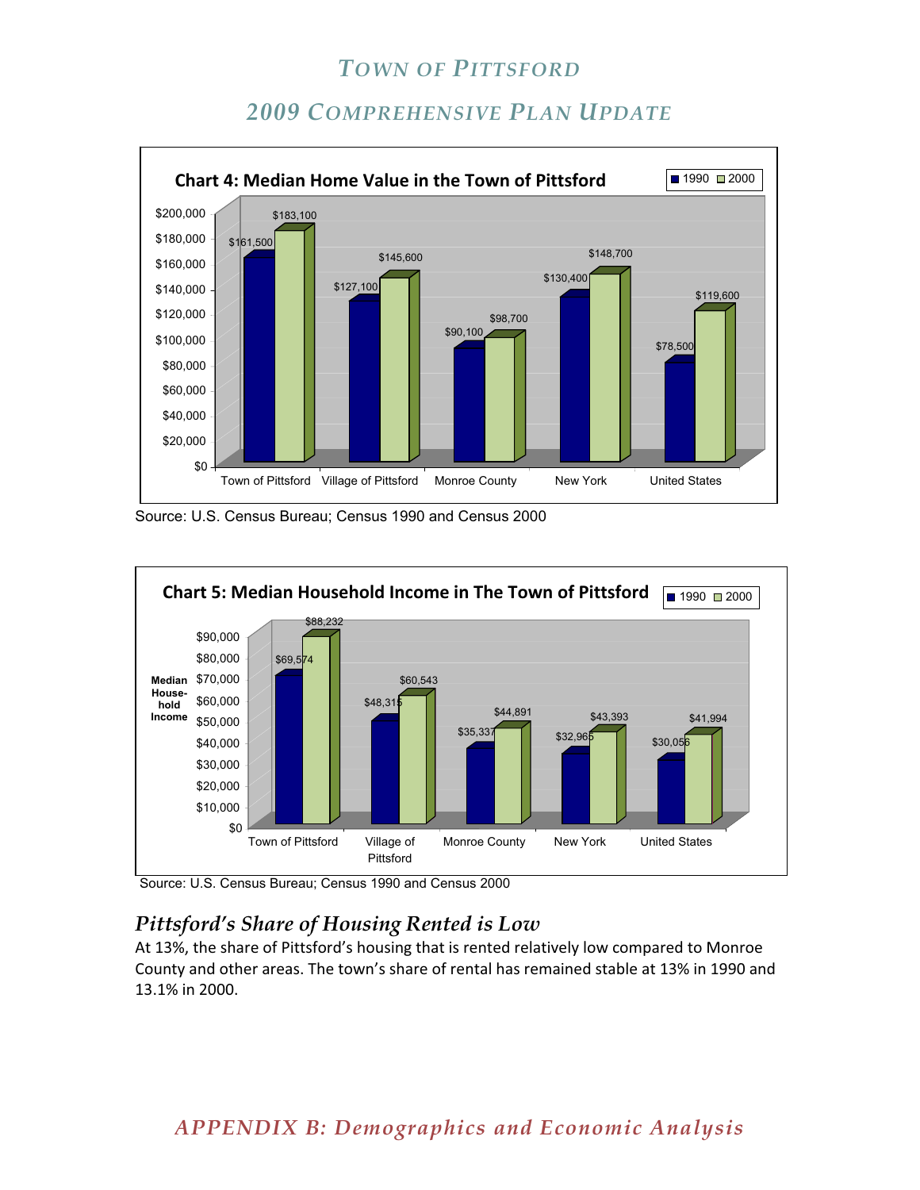**Chart 4: Median Home Value in the Town of Pittsford**

| | 1990 | 2000 |
|---|---|---|
| Town of Pittsford | $161,500 | $183,100 |
| Village of Pittsford | $127,100 | $145,600 |
| Monroe County | $90,100 | $98,700 |
| New York | $130,400 | $148,700 |
| United States | $78,500 | $119,600 |

Source: U.S. Census Bureau; Census 1990 and Census 2000

**Chart 5: Median Household Income in The Town of Pittsford**

| Median Household Income | 1990 | 2000 |
|---|---|---|
| Town of Pittsford | $69,574 | $88,232 |
| Village of Pittsford | $48,315 | $60,543 |
| Monroe County | $35,337 | $44,891 |
| New York | $32,965 | $43,393 |
| United States | $30,056 | $41,994 |

Source: U.S. Census Bureau; Census 1990 and Census 2000

## *Pittsford's Share of Housing Rented is Low*

At 13%, the share of Pittsford's housing that is rented relatively low compared to Monroe County and other areas. The town's share of rental has remained stable at 13% in 1990 and 13.1% in 2000.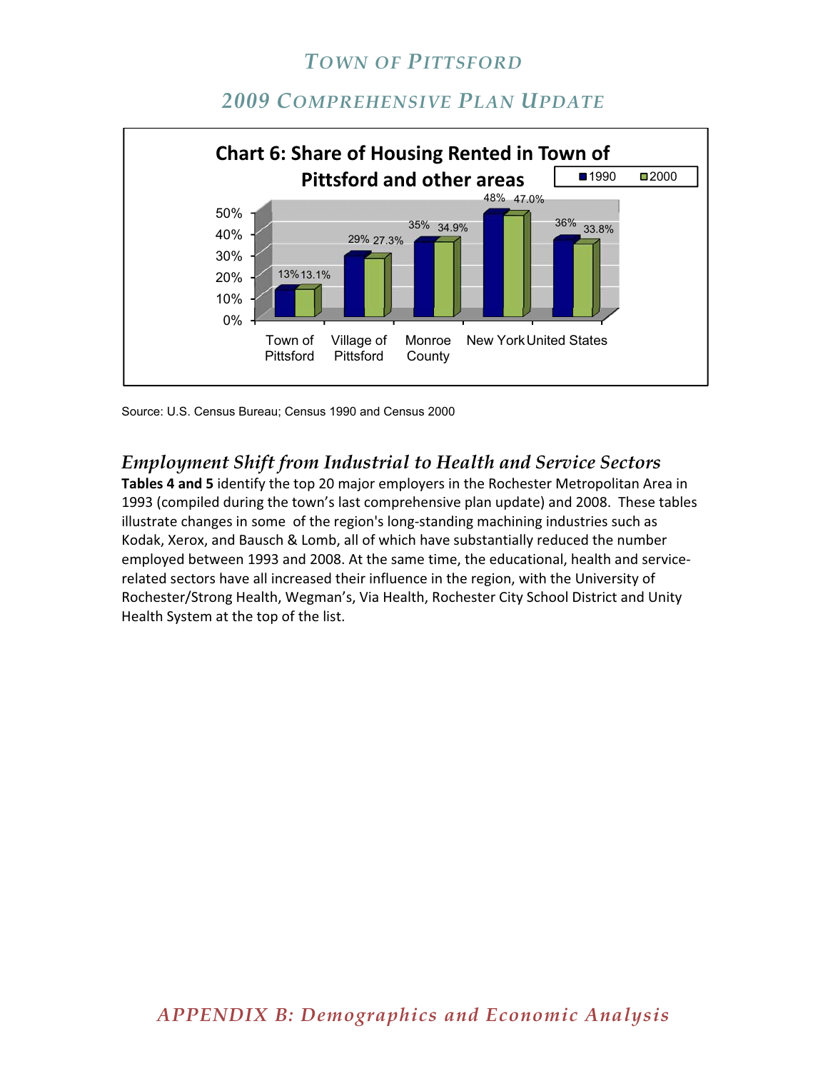**Chart 6: Share of Housing Rented in Town of Pittsford and other areas**

| | 1990 | 2000 |
|---|---|---|
| Town of Pittsford | 13% | 13.1% |
| Village of Pittsford | 29% | 27.3% |
| Monroe County | 35% | 34.9% |
| New York | 48% | 47.0% |
| United States | 36% | 33.8% |

Source: U.S. Census Bureau; Census 1990 and Census 2000

### *Employment Shift from Industrial to Health and Service Sectors*

**Tables 4 and 5** identify the top 20 major employers in the Rochester Metropolitan Area in 1993 (compiled during the town's last comprehensive plan update) and 2008. These tables illustrate changes in some of the region's long-standing machining industries such as Kodak, Xerox, and Bausch & Lomb, all of which have substantially reduced the number employed between 1993 and 2008. At the same time, the educational, health and service-related sectors have all increased their influence in the region, with the University of Rochester/Strong Health, Wegman's, Via Health, Rochester City School District and Unity Health System at the top of the list.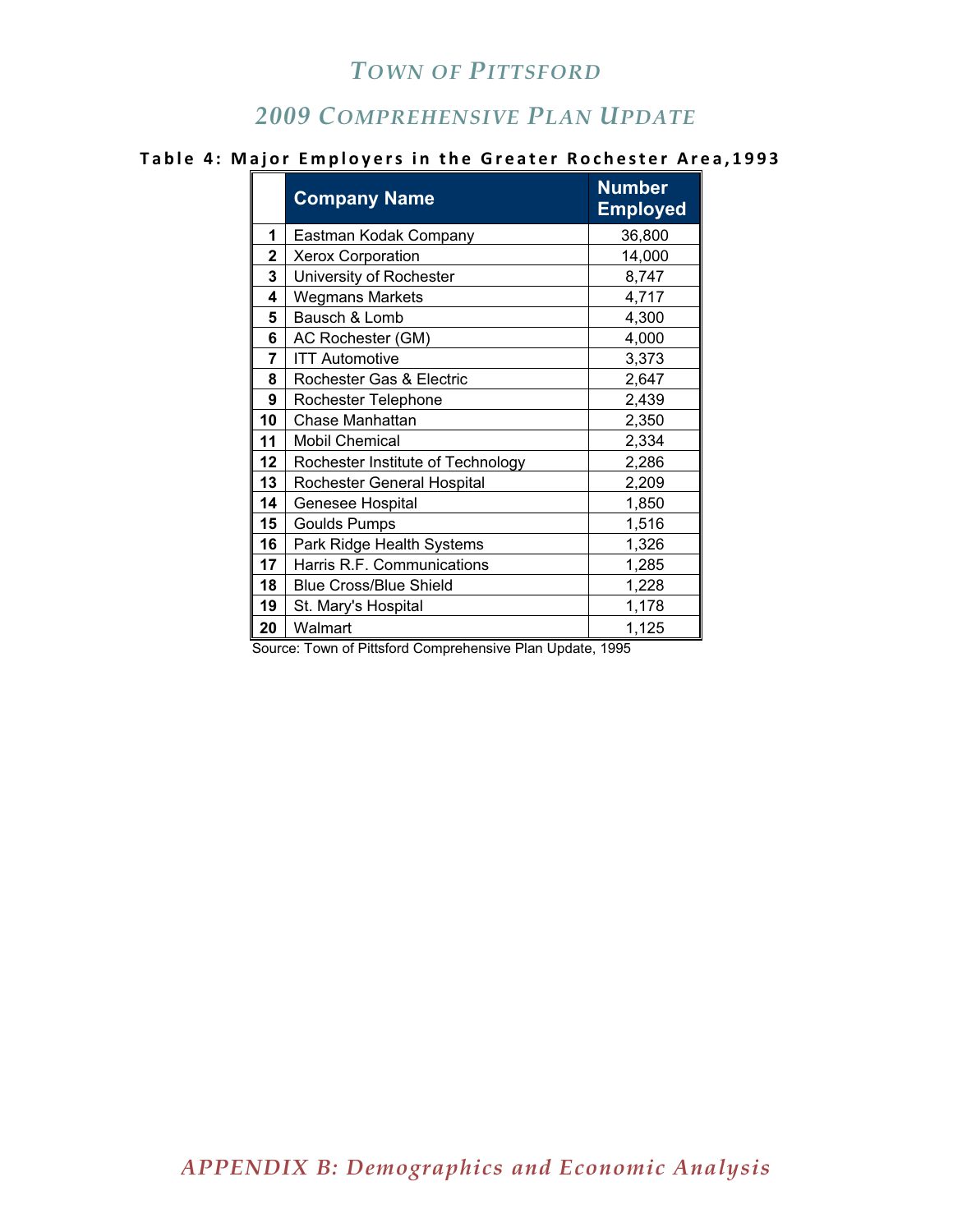**Table 4: Major Employers in the Greater Rochester Area, 1993**

| | Company Name | Number Employed |
|---|---|---|
| 1 | Eastman Kodak Company | 36,800 |
| 2 | Xerox Corporation | 14,000 |
| 3 | University of Rochester | 8,747 |
| 4 | Wegmans Markets | 4,717 |
| 5 | Bausch & Lomb | 4,300 |
| 6 | AC Rochester (GM) | 4,000 |
| 7 | ITT Automotive | 3,373 |
| 8 | Rochester Gas & Electric | 2,647 |
| 9 | Rochester Telephone | 2,439 |
| 10 | Chase Manhattan | 2,350 |
| 11 | Mobil Chemical | 2,334 |
| 12 | Rochester Institute of Technology | 2,286 |
| 13 | Rochester General Hospital | 2,209 |
| 14 | Genesee Hospital | 1,850 |
| 15 | Goulds Pumps | 1,516 |
| 16 | Park Ridge Health Systems | 1,326 |
| 17 | Harris R.F. Communications | 1,285 |
| 18 | Blue Cross/Blue Shield | 1,228 |
| 19 | St. Mary's Hospital | 1,178 |
| 20 | Walmart | 1,125 |

Source: Town of Pittsford Comprehensive Plan Update, 1995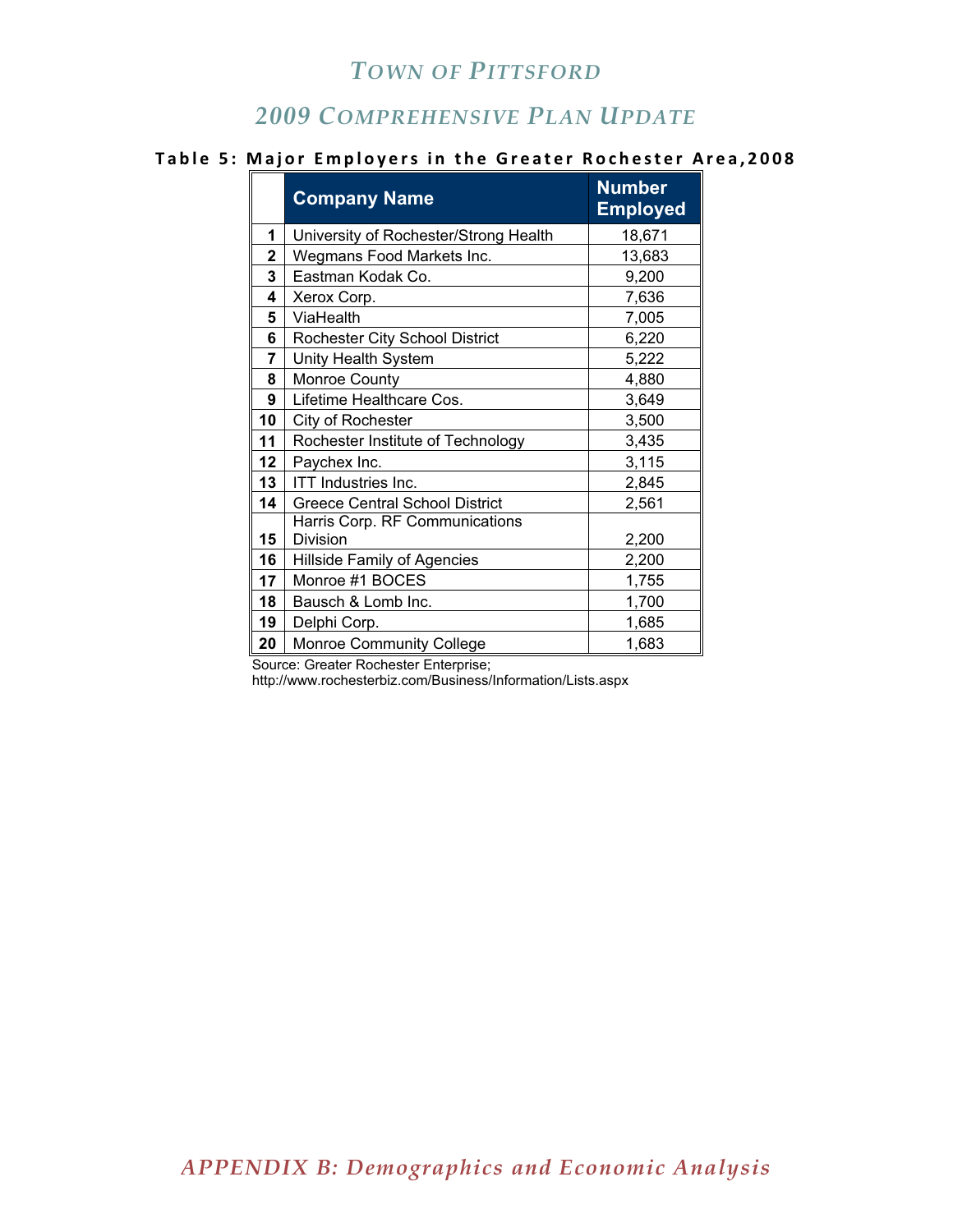# Table 5: Major Employers in the Greater Rochester Area, 2008

| | Company Name | Number Employed |
|---|---|---|
| 1 | University of Rochester/Strong Health | 18,671 |
| 2 | Wegmans Food Markets Inc. | 13,683 |
| 3 | Eastman Kodak Co. | 9,200 |
| 4 | Xerox Corp. | 7,636 |
| 5 | ViaHealth | 7,005 |
| 6 | Rochester City School District | 6,220 |
| 7 | Unity Health System | 5,222 |
| 8 | Monroe County | 4,880 |
| 9 | Lifetime Healthcare Cos. | 3,649 |
| 10 | City of Rochester | 3,500 |
| 11 | Rochester Institute of Technology | 3,435 |
| 12 | Paychex Inc. | 3,115 |
| 13 | ITT Industries Inc. | 2,845 |
| 14 | Greece Central School District | 2,561 |
| 15 | Harris Corp. RF Communications Division | 2,200 |
| 16 | Hillside Family of Agencies | 2,200 |
| 17 | Monroe #1 BOCES | 1,755 |
| 18 | Bausch & Lomb Inc. | 1,700 |
| 19 | Delphi Corp. | 1,685 |
| 20 | Monroe Community College | 1,683 |

Source: Greater Rochester Enterprise; http://www.rochesterbiz.com/Business/Information/Lists.aspx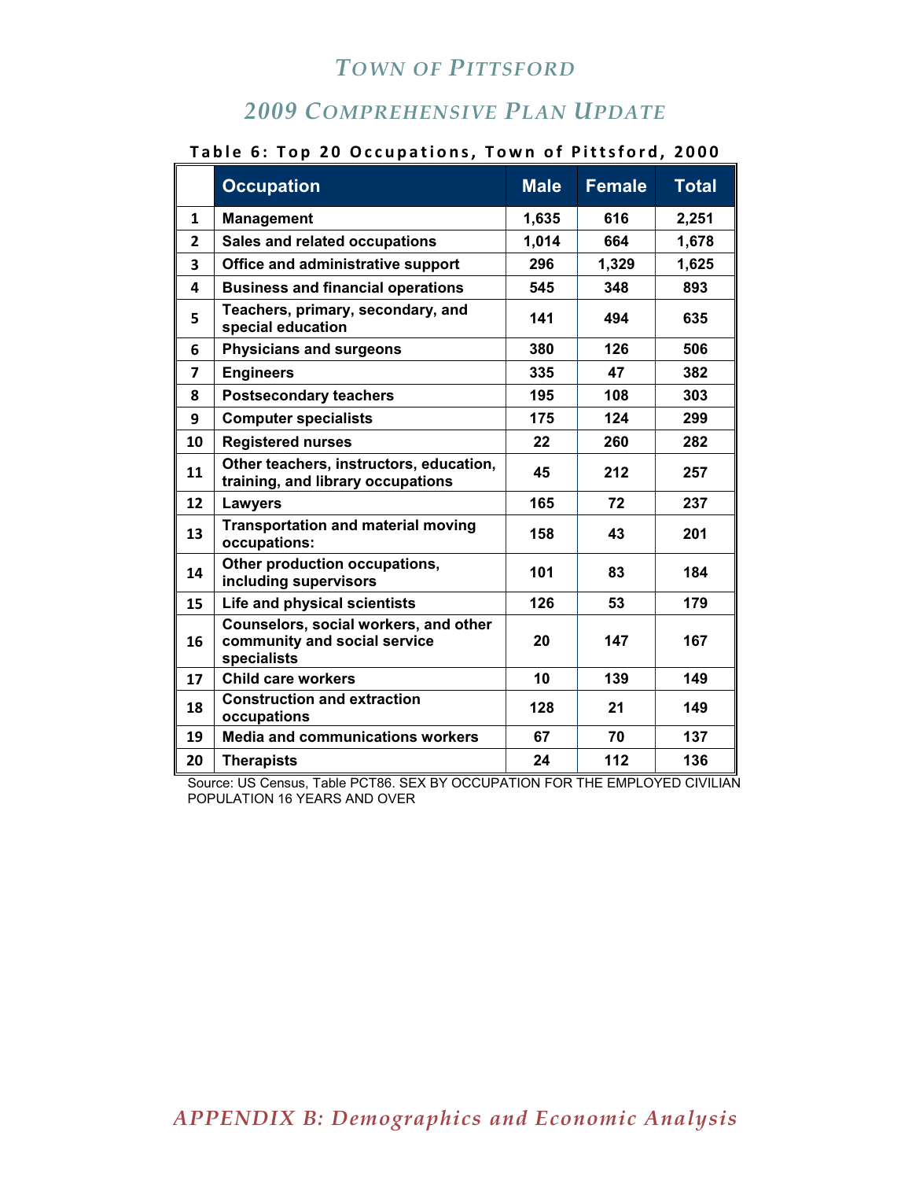**Table 6: Top 20 Occupations, Town of Pittsford, 2000**

| | Occupation | Male | Female | Total |
|---|---|---|---|---|
| 1 | Management | 1,635 | 616 | 2,251 |
| 2 | Sales and related occupations | 1,014 | 664 | 1,678 |
| 3 | Office and administrative support | 296 | 1,329 | 1,625 |
| 4 | Business and financial operations | 545 | 348 | 893 |
| 5 | Teachers, primary, secondary, and special education | 141 | 494 | 635 |
| 6 | Physicians and surgeons | 380 | 126 | 506 |
| 7 | Engineers | 335 | 47 | 382 |
| 8 | Postsecondary teachers | 195 | 108 | 303 |
| 9 | Computer specialists | 175 | 124 | 299 |
| 10 | Registered nurses | 22 | 260 | 282 |
| 11 | Other teachers, instructors, education, training, and library occupations | 45 | 212 | 257 |
| 12 | Lawyers | 165 | 72 | 237 |
| 13 | Transportation and material moving occupations: | 158 | 43 | 201 |
| 14 | Other production occupations, including supervisors | 101 | 83 | 184 |
| 15 | Life and physical scientists | 126 | 53 | 179 |
| 16 | Counselors, social workers, and other community and social service specialists | 20 | 147 | 167 |
| 17 | Child care workers | 10 | 139 | 149 |
| 18 | Construction and extraction occupations | 128 | 21 | 149 |
| 19 | Media and communications workers | 67 | 70 | 137 |
| 20 | Therapists | 24 | 112 | 136 |

Source: US Census, Table PCT86. SEX BY OCCUPATION FOR THE EMPLOYED CIVILIAN POPULATION 16 YEARS AND OVER